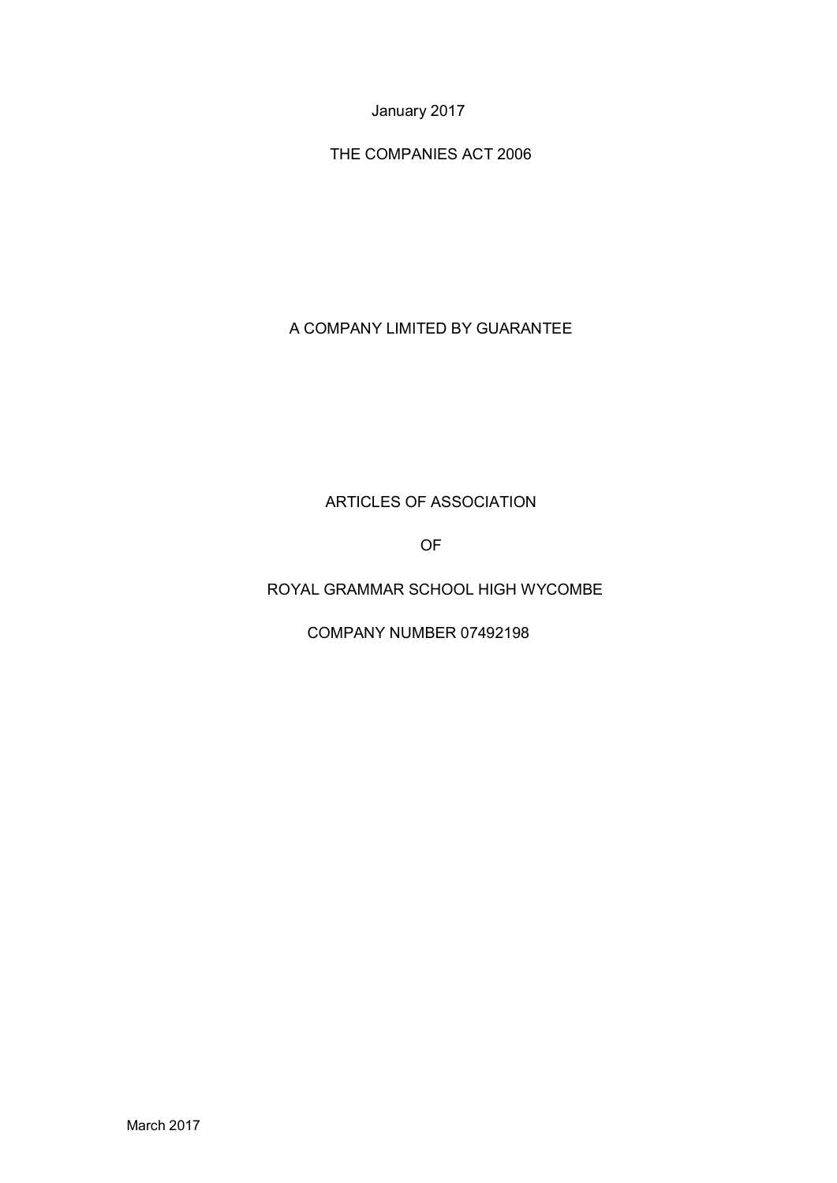January 2017

THE COMPANIES ACT 2006

A COMPANY LIMITED BY GUARANTEE

# ARTICLES OF ASSOCIATION

OF

# ROYAL GRAMMAR SCHOOL HIGH WYCOMBE

COMPANY NUMBER 07492198

March 2017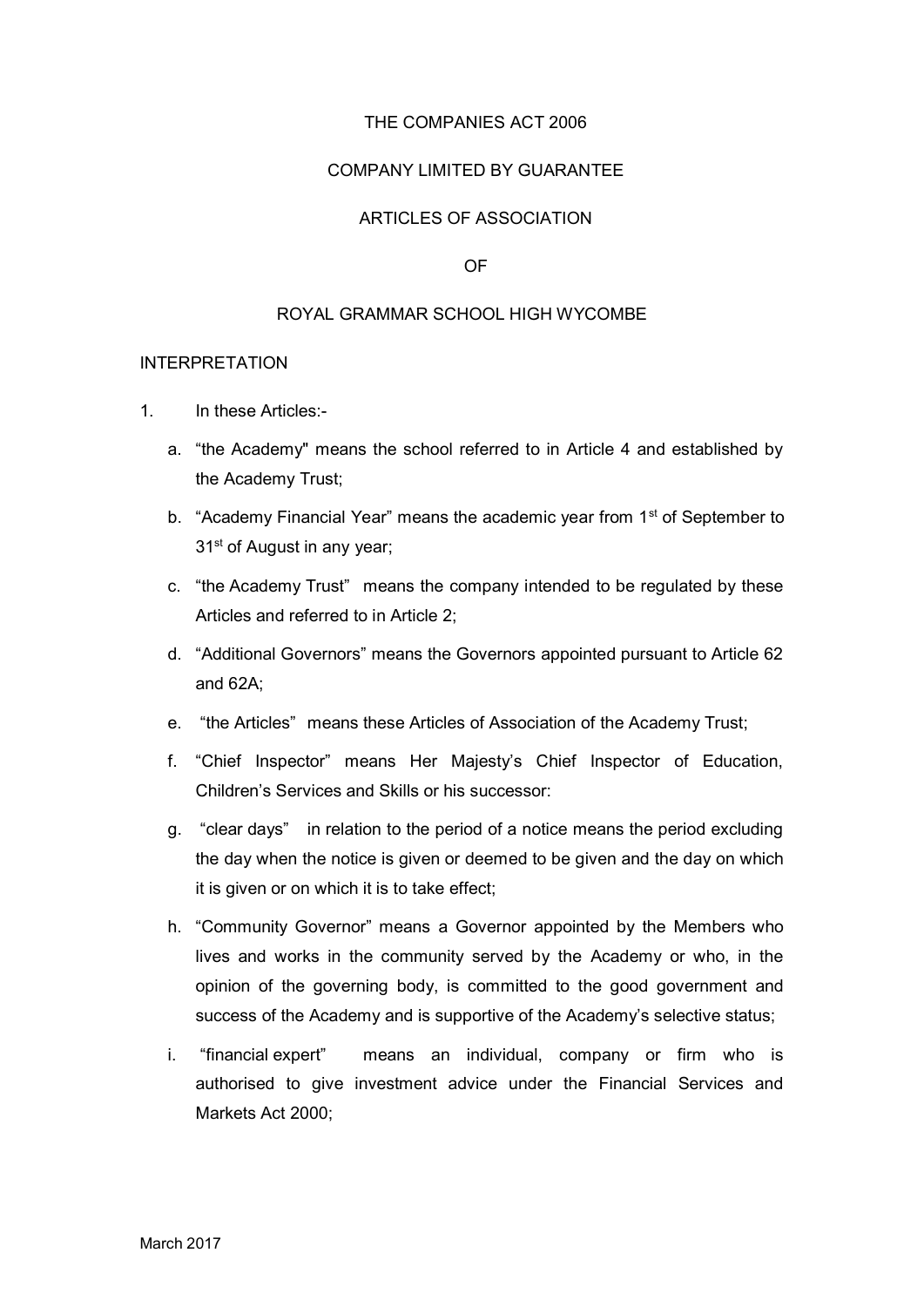THE COMPANIES ACT 2006

COMPANY LIMITED BY GUARANTEE

ARTICLES OF ASSOCIATION

OF

ROYAL GRAMMAR SCHOOL HIGH WYCOMBE

INTERPRETATION

1. In these Articles:-

   a. "the Academy" means the school referred to in Article 4 and established by the Academy Trust;

   b. "Academy Financial Year" means the academic year from 1st of September to 31st of August in any year;

   c. "the Academy Trust" means the company intended to be regulated by these Articles and referred to in Article 2;

   d. "Additional Governors" means the Governors appointed pursuant to Article 62 and 62A;

   e. "the Articles" means these Articles of Association of the Academy Trust;

   f. "Chief Inspector" means Her Majesty's Chief Inspector of Education, Children's Services and Skills or his successor:

   g. "clear days" in relation to the period of a notice means the period excluding the day when the notice is given or deemed to be given and the day on which it is given or on which it is to take effect;

   h. "Community Governor" means a Governor appointed by the Members who lives and works in the community served by the Academy or who, in the opinion of the governing body, is committed to the good government and success of the Academy and is supportive of the Academy's selective status;

   i. "financial expert" means an individual, company or firm who is authorised to give investment advice under the Financial Services and Markets Act 2000;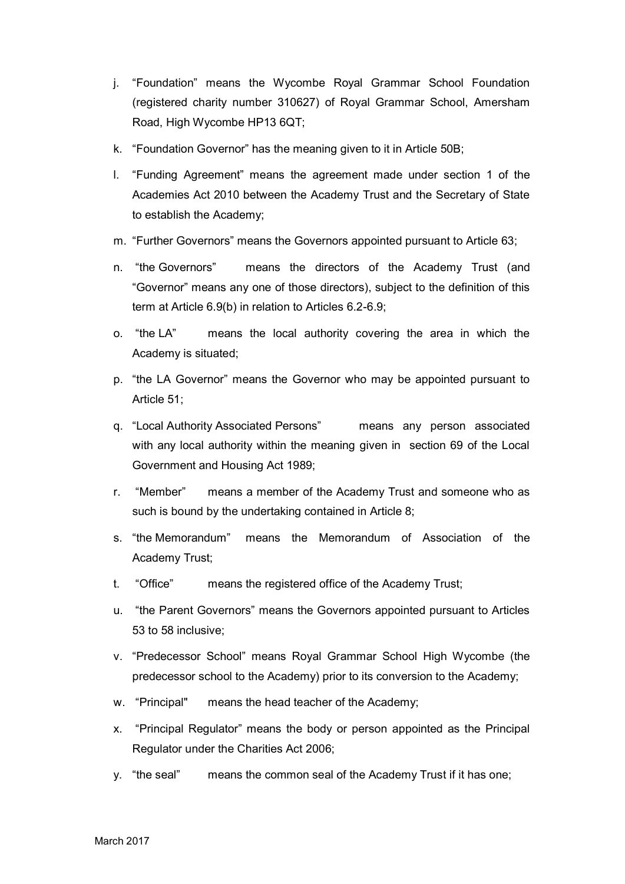j. “Foundation” means the Wycombe Royal Grammar School Foundation (registered charity number 310627) of Royal Grammar School, Amersham Road, High Wycombe HP13 6QT;

k. “Foundation Governor” has the meaning given to it in Article 50B;

l. “Funding Agreement” means the agreement made under section 1 of the Academies Act 2010 between the Academy Trust and the Secretary of State to establish the Academy;

m. “Further Governors” means the Governors appointed pursuant to Article 63;

n. “the Governors” means the directors of the Academy Trust (and “Governor” means any one of those directors), subject to the definition of this term at Article 6.9(b) in relation to Articles 6.2-6.9;

o. “the LA” means the local authority covering the area in which the Academy is situated;

p. “the LA Governor” means the Governor who may be appointed pursuant to Article 51;

q. “Local Authority Associated Persons” means any person associated with any local authority within the meaning given in section 69 of the Local Government and Housing Act 1989;

r. “Member” means a member of the Academy Trust and someone who as such is bound by the undertaking contained in Article 8;

s. “the Memorandum” means the Memorandum of Association of the Academy Trust;

t. “Office” means the registered office of the Academy Trust;

u. “the Parent Governors” means the Governors appointed pursuant to Articles 53 to 58 inclusive;

v. “Predecessor School” means Royal Grammar School High Wycombe (the predecessor school to the Academy) prior to its conversion to the Academy;

w. “Principal" means the head teacher of the Academy;

x. “Principal Regulator” means the body or person appointed as the Principal Regulator under the Charities Act 2006;

y. “the seal” means the common seal of the Academy Trust if it has one;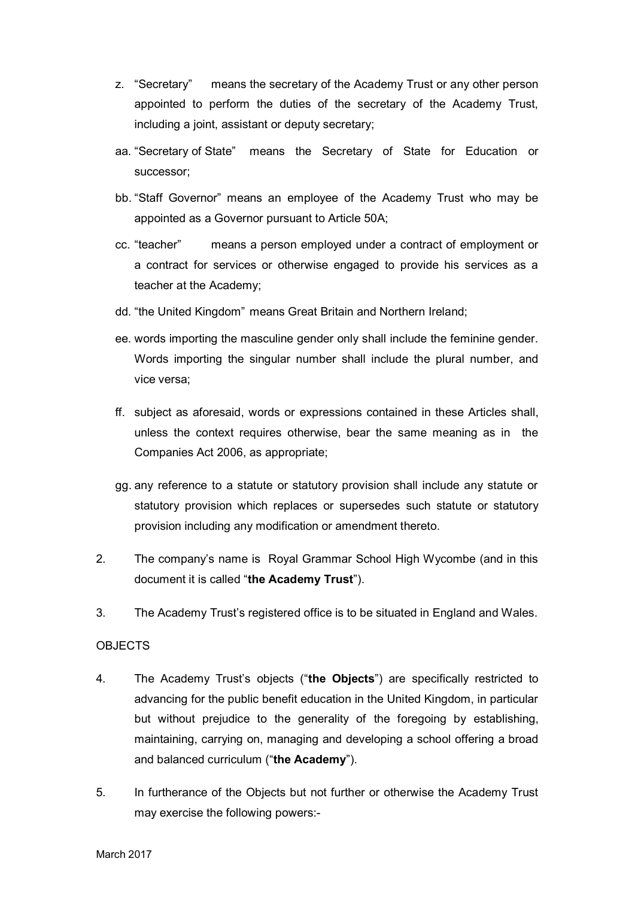z. "Secretary" means the secretary of the Academy Trust or any other person appointed to perform the duties of the secretary of the Academy Trust, including a joint, assistant or deputy secretary;

aa. "Secretary of State" means the Secretary of State for Education or successor;

bb. "Staff Governor" means an employee of the Academy Trust who may be appointed as a Governor pursuant to Article 50A;

cc. "teacher" means a person employed under a contract of employment or a contract for services or otherwise engaged to provide his services as a teacher at the Academy;

dd. "the United Kingdom" means Great Britain and Northern Ireland;

ee. words importing the masculine gender only shall include the feminine gender. Words importing the singular number shall include the plural number, and vice versa;

ff. subject as aforesaid, words or expressions contained in these Articles shall, unless the context requires otherwise, bear the same meaning as in the Companies Act 2006, as appropriate;

gg. any reference to a statute or statutory provision shall include any statute or statutory provision which replaces or supersedes such statute or statutory provision including any modification or amendment thereto.

2. The company's name is Royal Grammar School High Wycombe (and in this document it is called "**the Academy Trust**").

3. The Academy Trust's registered office is to be situated in England and Wales.

OBJECTS

4. The Academy Trust's objects ("**the Objects**") are specifically restricted to advancing for the public benefit education in the United Kingdom, in particular but without prejudice to the generality of the foregoing by establishing, maintaining, carrying on, managing and developing a school offering a broad and balanced curriculum ("**the Academy**").

5. In furtherance of the Objects but not further or otherwise the Academy Trust may exercise the following powers:-

March 2017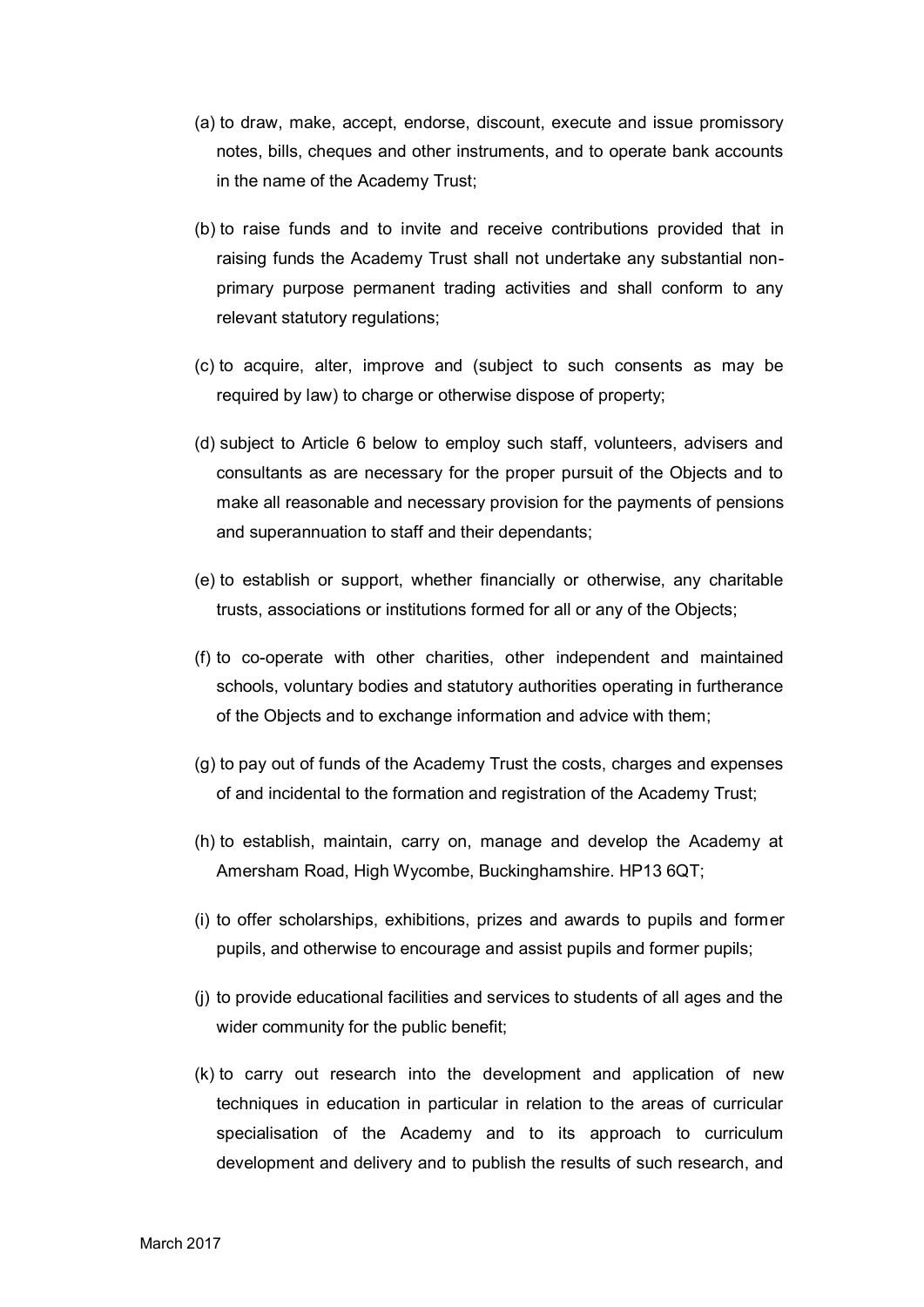(a) to draw, make, accept, endorse, discount, execute and issue promissory notes, bills, cheques and other instruments, and to operate bank accounts in the name of the Academy Trust;

(b) to raise funds and to invite and receive contributions provided that in raising funds the Academy Trust shall not undertake any substantial non-primary purpose permanent trading activities and shall conform to any relevant statutory regulations;

(c) to acquire, alter, improve and (subject to such consents as may be required by law) to charge or otherwise dispose of property;

(d) subject to Article 6 below to employ such staff, volunteers, advisers and consultants as are necessary for the proper pursuit of the Objects and to make all reasonable and necessary provision for the payments of pensions and superannuation to staff and their dependants;

(e) to establish or support, whether financially or otherwise, any charitable trusts, associations or institutions formed for all or any of the Objects;

(f) to co-operate with other charities, other independent and maintained schools, voluntary bodies and statutory authorities operating in furtherance of the Objects and to exchange information and advice with them;

(g) to pay out of funds of the Academy Trust the costs, charges and expenses of and incidental to the formation and registration of the Academy Trust;

(h) to establish, maintain, carry on, manage and develop the Academy at Amersham Road, High Wycombe, Buckinghamshire. HP13 6QT;

(i) to offer scholarships, exhibitions, prizes and awards to pupils and former pupils, and otherwise to encourage and assist pupils and former pupils;

(j) to provide educational facilities and services to students of all ages and the wider community for the public benefit;

(k) to carry out research into the development and application of new techniques in education in particular in relation to the areas of curricular specialisation of the Academy and to its approach to curriculum development and delivery and to publish the results of such research, and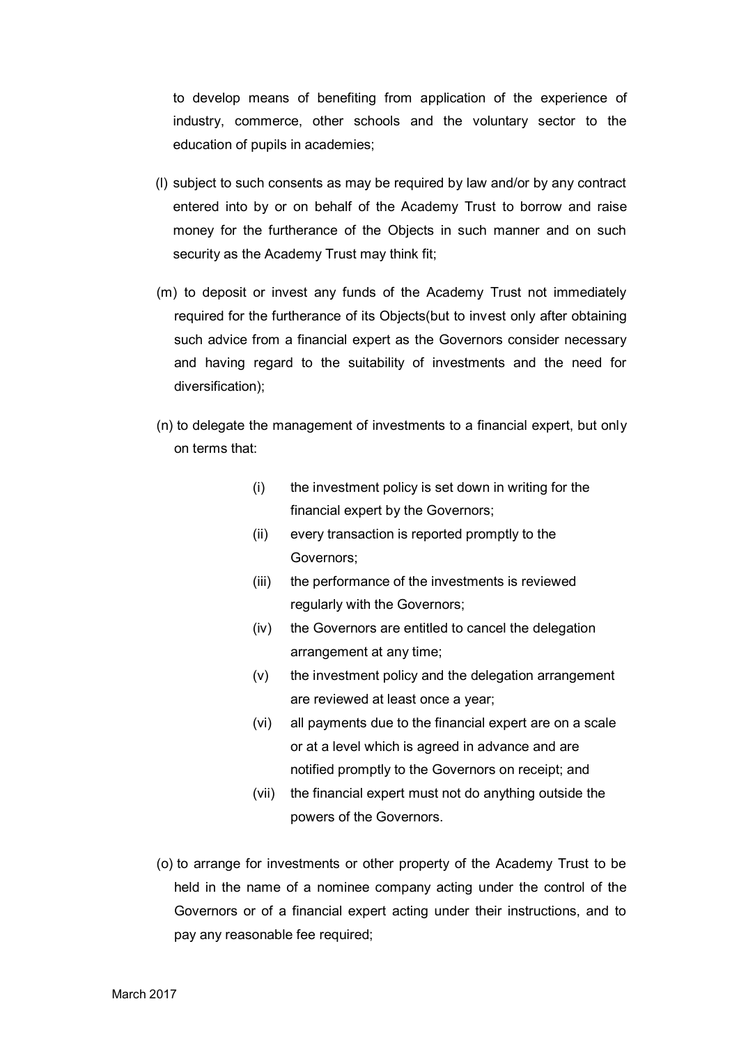to develop means of benefiting from application of the experience of industry, commerce, other schools and the voluntary sector to the education of pupils in academies;

(l) subject to such consents as may be required by law and/or by any contract entered into by or on behalf of the Academy Trust to borrow and raise money for the furtherance of the Objects in such manner and on such security as the Academy Trust may think fit;

(m) to deposit or invest any funds of the Academy Trust not immediately required for the furtherance of its Objects(but to invest only after obtaining such advice from a financial expert as the Governors consider necessary and having regard to the suitability of investments and the need for diversification);

(n) to delegate the management of investments to a financial expert, but only on terms that:

- (i) the investment policy is set down in writing for the financial expert by the Governors;
- (ii) every transaction is reported promptly to the Governors;
- (iii) the performance of the investments is reviewed regularly with the Governors;
- (iv) the Governors are entitled to cancel the delegation arrangement at any time;
- (v) the investment policy and the delegation arrangement are reviewed at least once a year;
- (vi) all payments due to the financial expert are on a scale or at a level which is agreed in advance and are notified promptly to the Governors on receipt; and
- (vii) the financial expert must not do anything outside the powers of the Governors.

(o) to arrange for investments or other property of the Academy Trust to be held in the name of a nominee company acting under the control of the Governors or of a financial expert acting under their instructions, and to pay any reasonable fee required;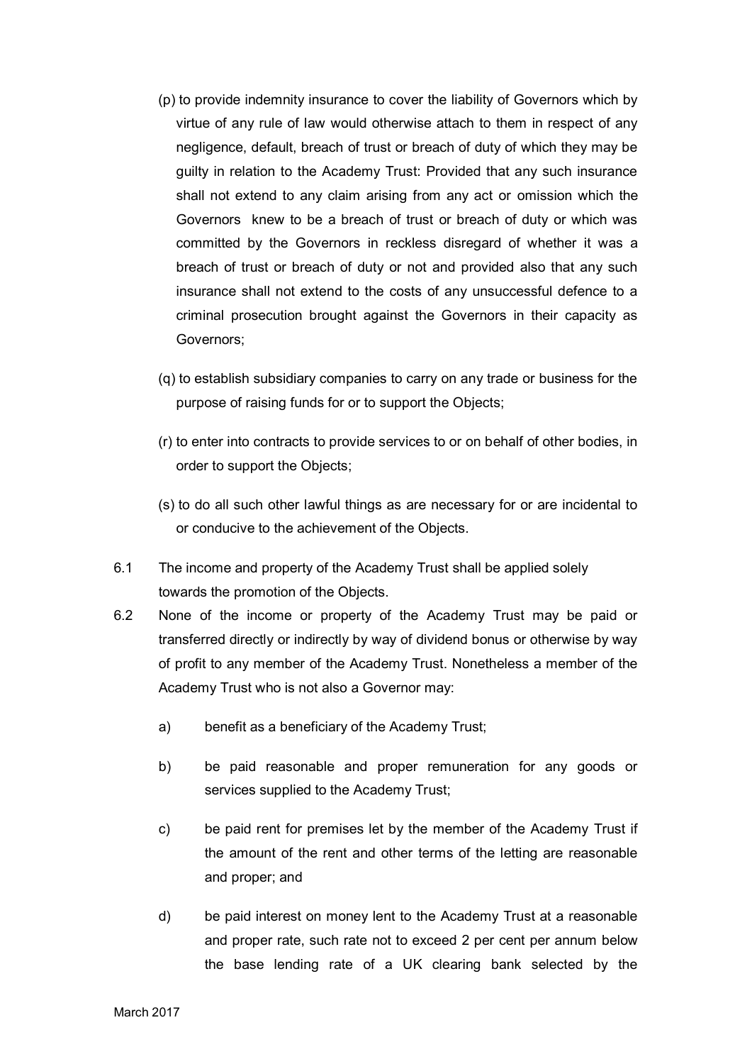(p) to provide indemnity insurance to cover the liability of Governors which by virtue of any rule of law would otherwise attach to them in respect of any negligence, default, breach of trust or breach of duty of which they may be guilty in relation to the Academy Trust: Provided that any such insurance shall not extend to any claim arising from any act or omission which the Governors knew to be a breach of trust or breach of duty or which was committed by the Governors in reckless disregard of whether it was a breach of trust or breach of duty or not and provided also that any such insurance shall not extend to the costs of any unsuccessful defence to a criminal prosecution brought against the Governors in their capacity as Governors;

(q) to establish subsidiary companies to carry on any trade or business for the purpose of raising funds for or to support the Objects;

(r) to enter into contracts to provide services to or on behalf of other bodies, in order to support the Objects;

(s) to do all such other lawful things as are necessary for or are incidental to or conducive to the achievement of the Objects.

6.1 The income and property of the Academy Trust shall be applied solely towards the promotion of the Objects.

6.2 None of the income or property of the Academy Trust may be paid or transferred directly or indirectly by way of dividend bonus or otherwise by way of profit to any member of the Academy Trust. Nonetheless a member of the Academy Trust who is not also a Governor may:

a) benefit as a beneficiary of the Academy Trust;

b) be paid reasonable and proper remuneration for any goods or services supplied to the Academy Trust;

c) be paid rent for premises let by the member of the Academy Trust if the amount of the rent and other terms of the letting are reasonable and proper; and

d) be paid interest on money lent to the Academy Trust at a reasonable and proper rate, such rate not to exceed 2 per cent per annum below the base lending rate of a UK clearing bank selected by the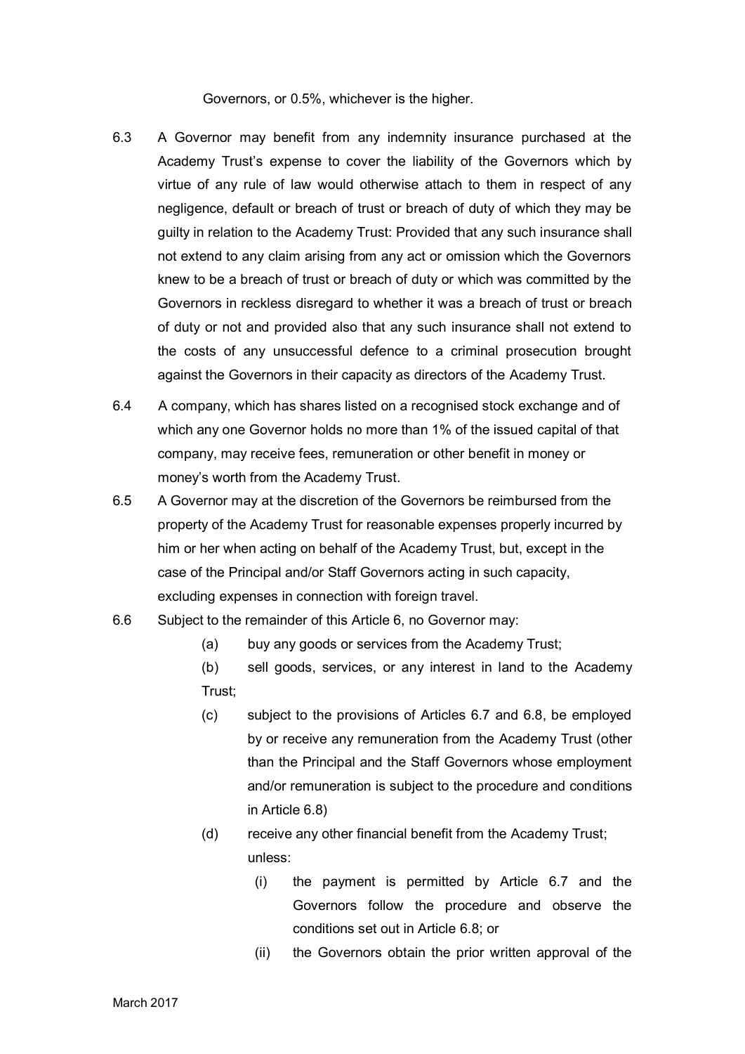Governors, or 0.5%, whichever is the higher.

6.3 A Governor may benefit from any indemnity insurance purchased at the Academy Trust's expense to cover the liability of the Governors which by virtue of any rule of law would otherwise attach to them in respect of any negligence, default or breach of trust or breach of duty of which they may be guilty in relation to the Academy Trust: Provided that any such insurance shall not extend to any claim arising from any act or omission which the Governors knew to be a breach of trust or breach of duty or which was committed by the Governors in reckless disregard to whether it was a breach of trust or breach of duty or not and provided also that any such insurance shall not extend to the costs of any unsuccessful defence to a criminal prosecution brought against the Governors in their capacity as directors of the Academy Trust.

6.4 A company, which has shares listed on a recognised stock exchange and of which any one Governor holds no more than 1% of the issued capital of that company, may receive fees, remuneration or other benefit in money or money's worth from the Academy Trust.

6.5 A Governor may at the discretion of the Governors be reimbursed from the property of the Academy Trust for reasonable expenses properly incurred by him or her when acting on behalf of the Academy Trust, but, except in the case of the Principal and/or Staff Governors acting in such capacity, excluding expenses in connection with foreign travel.

6.6 Subject to the remainder of this Article 6, no Governor may:

(a) buy any goods or services from the Academy Trust;

(b) sell goods, services, or any interest in land to the Academy Trust;

(c) subject to the provisions of Articles 6.7 and 6.8, be employed by or receive any remuneration from the Academy Trust (other than the Principal and the Staff Governors whose employment and/or remuneration is subject to the procedure and conditions in Article 6.8)

(d) receive any other financial benefit from the Academy Trust;

unless:

(i) the payment is permitted by Article 6.7 and the Governors follow the procedure and observe the conditions set out in Article 6.8; or

(ii) the Governors obtain the prior written approval of the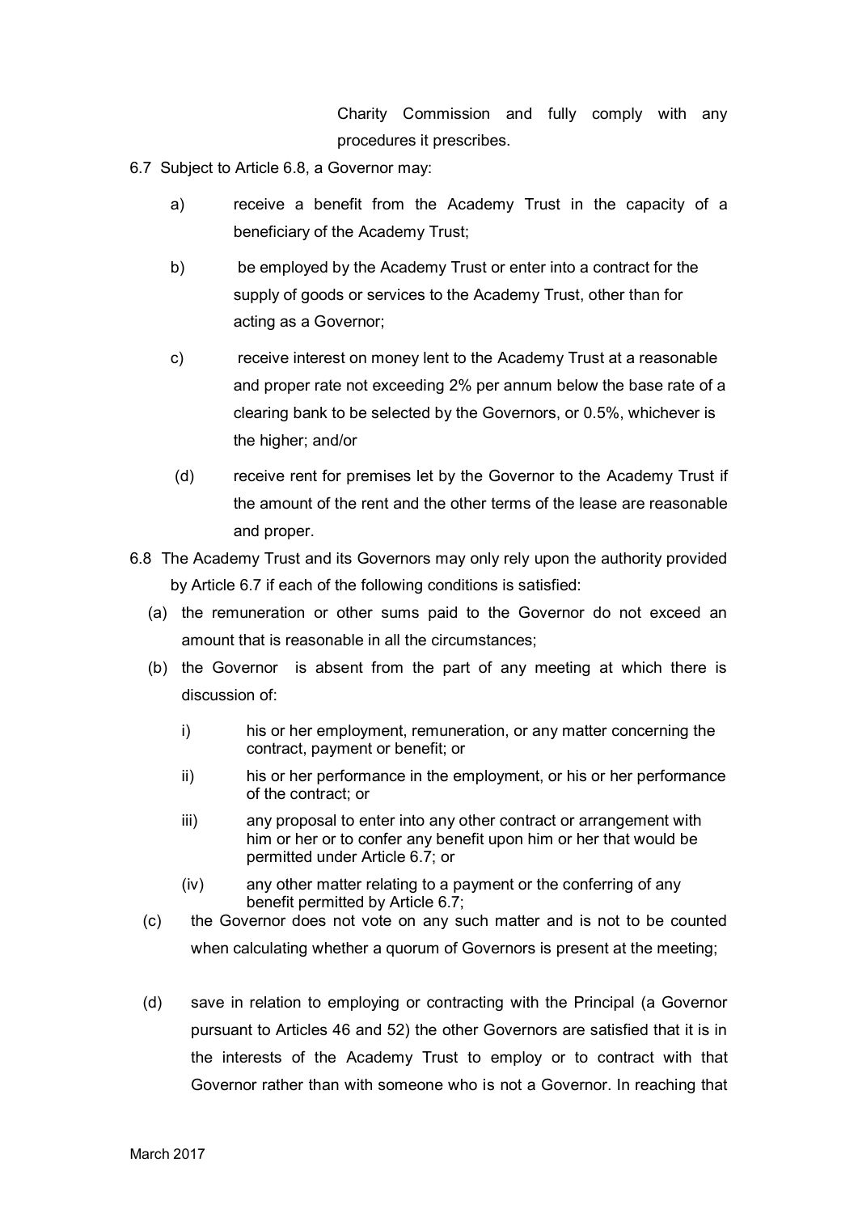Charity Commission and fully comply with any procedures it prescribes.

6.7 Subject to Article 6.8, a Governor may:

a) receive a benefit from the Academy Trust in the capacity of a beneficiary of the Academy Trust;

b) be employed by the Academy Trust or enter into a contract for the supply of goods or services to the Academy Trust, other than for acting as a Governor;

c) receive interest on money lent to the Academy Trust at a reasonable and proper rate not exceeding 2% per annum below the base rate of a clearing bank to be selected by the Governors, or 0.5%, whichever is the higher; and/or

(d) receive rent for premises let by the Governor to the Academy Trust if the amount of the rent and the other terms of the lease are reasonable and proper.

6.8 The Academy Trust and its Governors may only rely upon the authority provided by Article 6.7 if each of the following conditions is satisfied:

(a) the remuneration or other sums paid to the Governor do not exceed an amount that is reasonable in all the circumstances;

(b) the Governor is absent from the part of any meeting at which there is discussion of:

i) his or her employment, remuneration, or any matter concerning the contract, payment or benefit; or

ii) his or her performance in the employment, or his or her performance of the contract; or

iii) any proposal to enter into any other contract or arrangement with him or her or to confer any benefit upon him or her that would be permitted under Article 6.7; or

(iv) any other matter relating to a payment or the conferring of any benefit permitted by Article 6.7;

(c) the Governor does not vote on any such matter and is not to be counted when calculating whether a quorum of Governors is present at the meeting;

(d) save in relation to employing or contracting with the Principal (a Governor pursuant to Articles 46 and 52) the other Governors are satisfied that it is in the interests of the Academy Trust to employ or to contract with that Governor rather than with someone who is not a Governor. In reaching that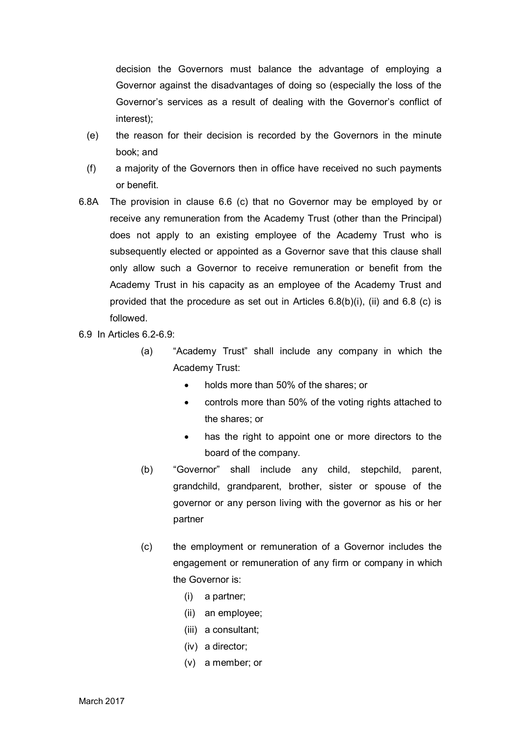decision the Governors must balance the advantage of employing a Governor against the disadvantages of doing so (especially the loss of the Governor's services as a result of dealing with the Governor's conflict of interest);

(e) the reason for their decision is recorded by the Governors in the minute book; and

(f) a majority of the Governors then in office have received no such payments or benefit.

6.8A The provision in clause 6.6 (c) that no Governor may be employed by or receive any remuneration from the Academy Trust (other than the Principal) does not apply to an existing employee of the Academy Trust who is subsequently elected or appointed as a Governor save that this clause shall only allow such a Governor to receive remuneration or benefit from the Academy Trust in his capacity as an employee of the Academy Trust and provided that the procedure as set out in Articles 6.8(b)(i), (ii) and 6.8 (c) is followed.

6.9 In Articles 6.2-6.9:

(a) "Academy Trust" shall include any company in which the Academy Trust:

- holds more than 50% of the shares; or
- controls more than 50% of the voting rights attached to the shares; or
- has the right to appoint one or more directors to the board of the company.

(b) "Governor" shall include any child, stepchild, parent, grandchild, grandparent, brother, sister or spouse of the governor or any person living with the governor as his or her partner

(c) the employment or remuneration of a Governor includes the engagement or remuneration of any firm or company in which the Governor is:

(i) a partner;
(ii) an employee;
(iii) a consultant;
(iv) a director;
(v) a member; or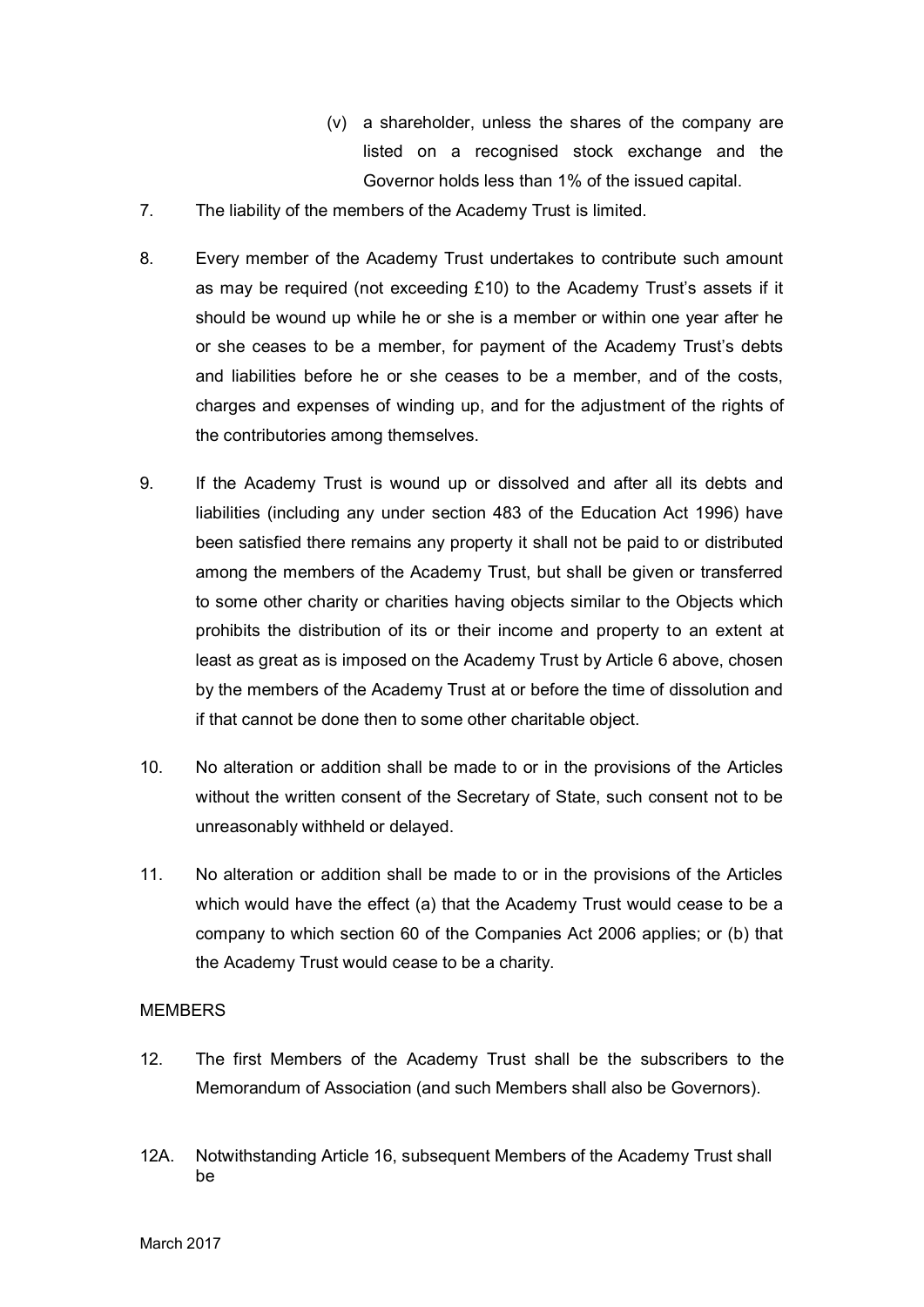(v) a shareholder, unless the shares of the company are listed on a recognised stock exchange and the Governor holds less than 1% of the issued capital.

7. The liability of the members of the Academy Trust is limited.

8. Every member of the Academy Trust undertakes to contribute such amount as may be required (not exceeding £10) to the Academy Trust's assets if it should be wound up while he or she is a member or within one year after he or she ceases to be a member, for payment of the Academy Trust's debts and liabilities before he or she ceases to be a member, and of the costs, charges and expenses of winding up, and for the adjustment of the rights of the contributories among themselves.

9. If the Academy Trust is wound up or dissolved and after all its debts and liabilities (including any under section 483 of the Education Act 1996) have been satisfied there remains any property it shall not be paid to or distributed among the members of the Academy Trust, but shall be given or transferred to some other charity or charities having objects similar to the Objects which prohibits the distribution of its or their income and property to an extent at least as great as is imposed on the Academy Trust by Article 6 above, chosen by the members of the Academy Trust at or before the time of dissolution and if that cannot be done then to some other charitable object.

10. No alteration or addition shall be made to or in the provisions of the Articles without the written consent of the Secretary of State, such consent not to be unreasonably withheld or delayed.

11. No alteration or addition shall be made to or in the provisions of the Articles which would have the effect (a) that the Academy Trust would cease to be a company to which section 60 of the Companies Act 2006 applies; or (b) that the Academy Trust would cease to be a charity.

MEMBERS

12. The first Members of the Academy Trust shall be the subscribers to the Memorandum of Association (and such Members shall also be Governors).

12A. Notwithstanding Article 16, subsequent Members of the Academy Trust shall be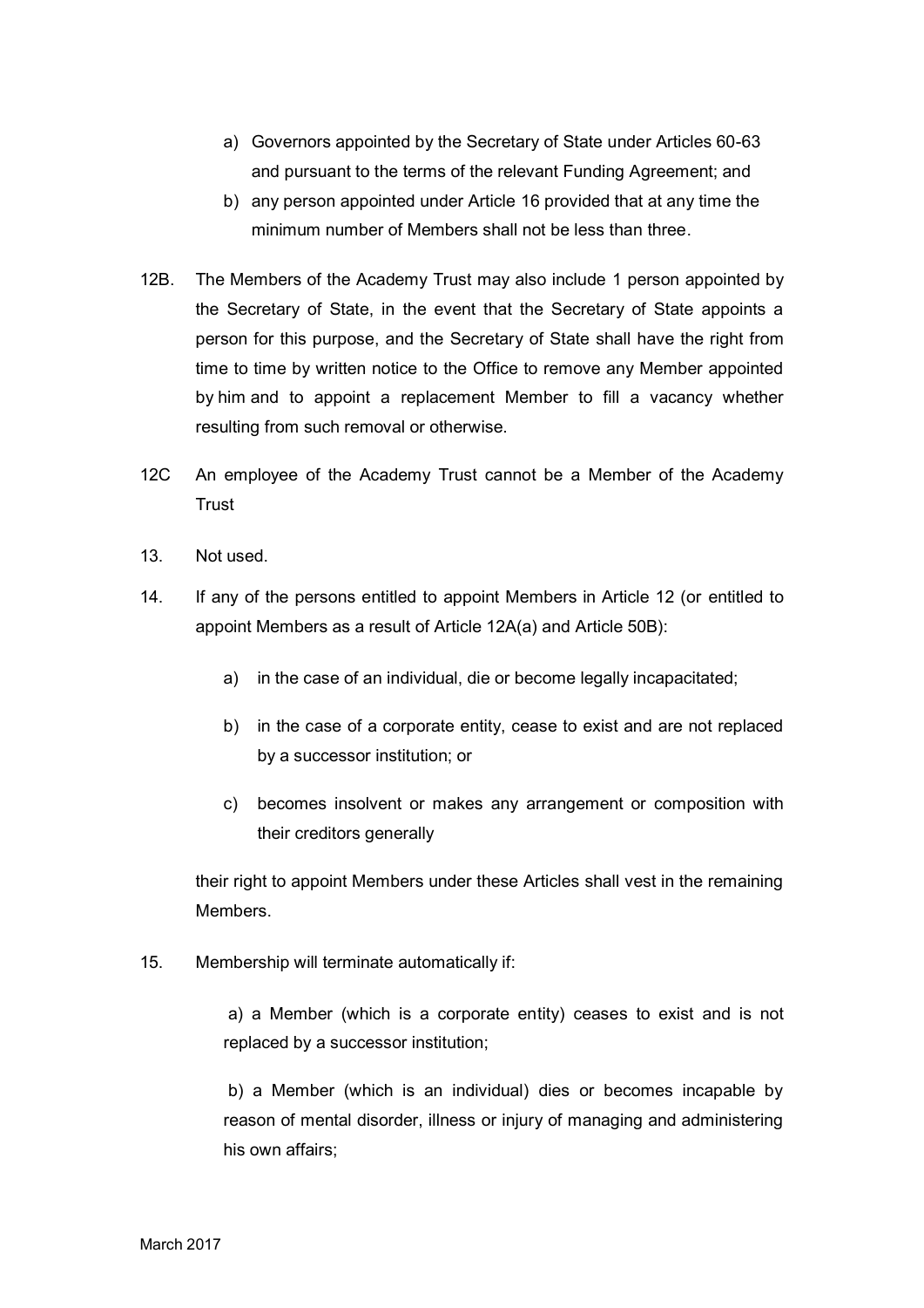a) Governors appointed by the Secretary of State under Articles 60-63 and pursuant to the terms of the relevant Funding Agreement; and

b) any person appointed under Article 16 provided that at any time the minimum number of Members shall not be less than three.

12B. The Members of the Academy Trust may also include 1 person appointed by the Secretary of State, in the event that the Secretary of State appoints a person for this purpose, and the Secretary of State shall have the right from time to time by written notice to the Office to remove any Member appointed by him and to appoint a replacement Member to fill a vacancy whether resulting from such removal or otherwise.

12C An employee of the Academy Trust cannot be a Member of the Academy Trust

13. Not used.

14. If any of the persons entitled to appoint Members in Article 12 (or entitled to appoint Members as a result of Article 12A(a) and Article 50B):

   a) in the case of an individual, die or become legally incapacitated;

   b) in the case of a corporate entity, cease to exist and are not replaced by a successor institution; or

   c) becomes insolvent or makes any arrangement or composition with their creditors generally

   their right to appoint Members under these Articles shall vest in the remaining Members.

15. Membership will terminate automatically if:

   a) a Member (which is a corporate entity) ceases to exist and is not replaced by a successor institution;

   b) a Member (which is an individual) dies or becomes incapable by reason of mental disorder, illness or injury of managing and administering his own affairs;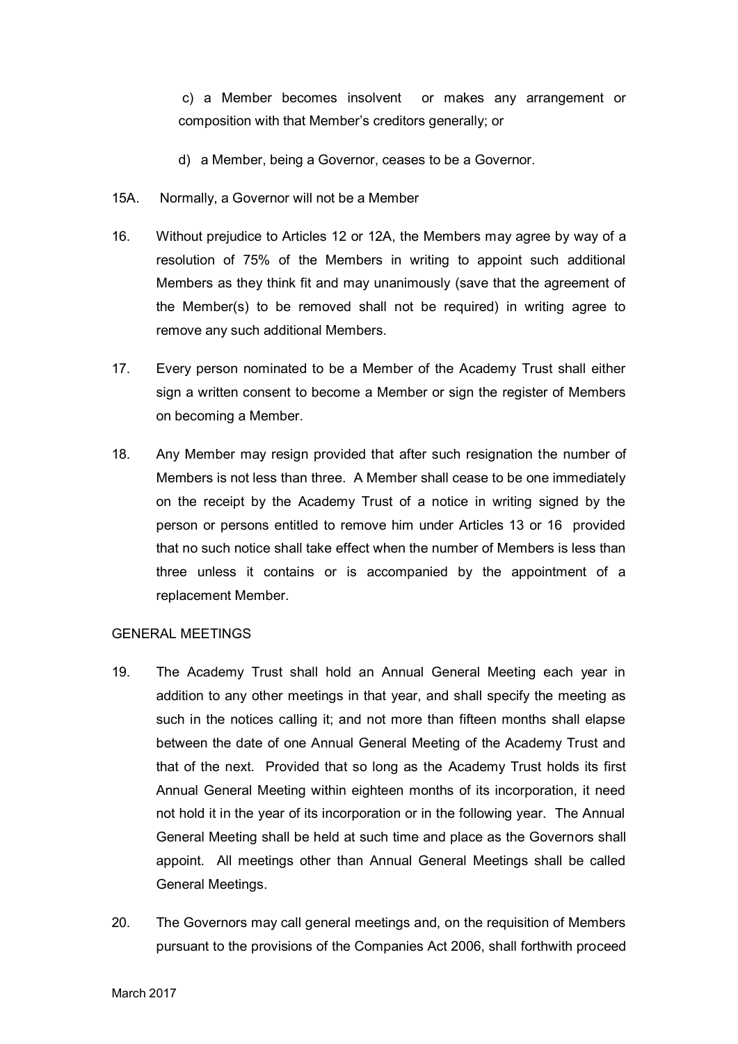c) a Member becomes insolvent or makes any arrangement or composition with that Member's creditors generally; or

d) a Member, being a Governor, ceases to be a Governor.

15A. Normally, a Governor will not be a Member

16. Without prejudice to Articles 12 or 12A, the Members may agree by way of a resolution of 75% of the Members in writing to appoint such additional Members as they think fit and may unanimously (save that the agreement of the Member(s) to be removed shall not be required) in writing agree to remove any such additional Members.

17. Every person nominated to be a Member of the Academy Trust shall either sign a written consent to become a Member or sign the register of Members on becoming a Member.

18. Any Member may resign provided that after such resignation the number of Members is not less than three. A Member shall cease to be one immediately on the receipt by the Academy Trust of a notice in writing signed by the person or persons entitled to remove him under Articles 13 or 16 provided that no such notice shall take effect when the number of Members is less than three unless it contains or is accompanied by the appointment of a replacement Member.

GENERAL MEETINGS

19. The Academy Trust shall hold an Annual General Meeting each year in addition to any other meetings in that year, and shall specify the meeting as such in the notices calling it; and not more than fifteen months shall elapse between the date of one Annual General Meeting of the Academy Trust and that of the next. Provided that so long as the Academy Trust holds its first Annual General Meeting within eighteen months of its incorporation, it need not hold it in the year of its incorporation or in the following year. The Annual General Meeting shall be held at such time and place as the Governors shall appoint. All meetings other than Annual General Meetings shall be called General Meetings.

20. The Governors may call general meetings and, on the requisition of Members pursuant to the provisions of the Companies Act 2006, shall forthwith proceed

March 2017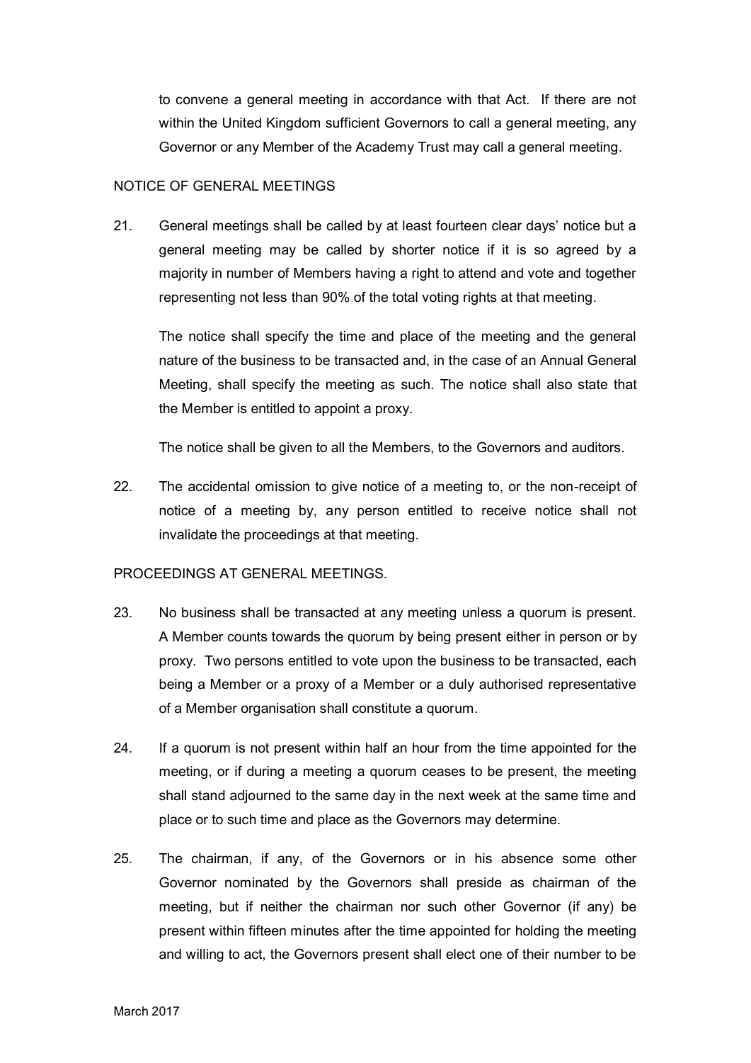to convene a general meeting in accordance with that Act. If there are not within the United Kingdom sufficient Governors to call a general meeting, any Governor or any Member of the Academy Trust may call a general meeting.

NOTICE OF GENERAL MEETINGS

21. General meetings shall be called by at least fourteen clear days' notice but a general meeting may be called by shorter notice if it is so agreed by a majority in number of Members having a right to attend and vote and together representing not less than 90% of the total voting rights at that meeting.

    The notice shall specify the time and place of the meeting and the general nature of the business to be transacted and, in the case of an Annual General Meeting, shall specify the meeting as such. The notice shall also state that the Member is entitled to appoint a proxy.

    The notice shall be given to all the Members, to the Governors and auditors.

22. The accidental omission to give notice of a meeting to, or the non-receipt of notice of a meeting by, any person entitled to receive notice shall not invalidate the proceedings at that meeting.

PROCEEDINGS AT GENERAL MEETINGS.

23. No business shall be transacted at any meeting unless a quorum is present. A Member counts towards the quorum by being present either in person or by proxy. Two persons entitled to vote upon the business to be transacted, each being a Member or a proxy of a Member or a duly authorised representative of a Member organisation shall constitute a quorum.

24. If a quorum is not present within half an hour from the time appointed for the meeting, or if during a meeting a quorum ceases to be present, the meeting shall stand adjourned to the same day in the next week at the same time and place or to such time and place as the Governors may determine.

25. The chairman, if any, of the Governors or in his absence some other Governor nominated by the Governors shall preside as chairman of the meeting, but if neither the chairman nor such other Governor (if any) be present within fifteen minutes after the time appointed for holding the meeting and willing to act, the Governors present shall elect one of their number to be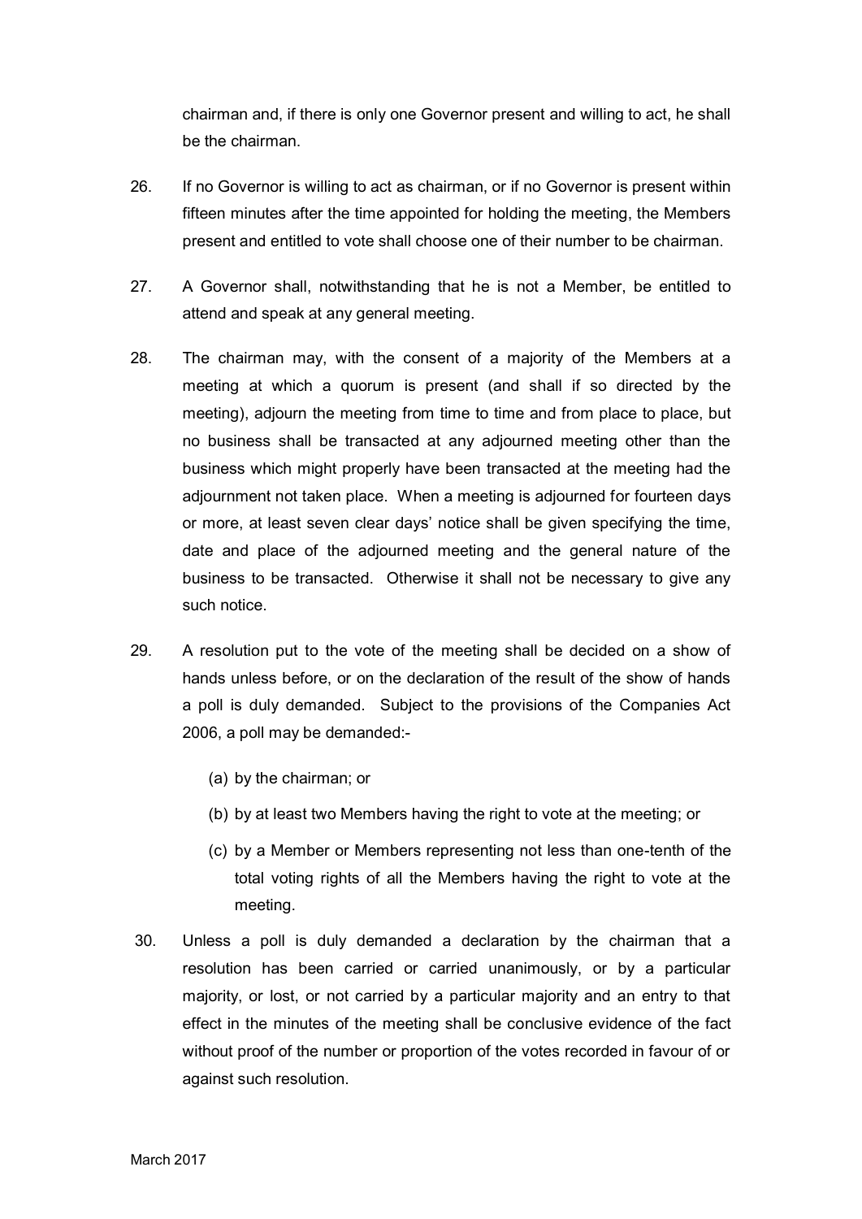chairman and, if there is only one Governor present and willing to act, he shall be the chairman.

26. If no Governor is willing to act as chairman, or if no Governor is present within fifteen minutes after the time appointed for holding the meeting, the Members present and entitled to vote shall choose one of their number to be chairman.

27. A Governor shall, notwithstanding that he is not a Member, be entitled to attend and speak at any general meeting.

28. The chairman may, with the consent of a majority of the Members at a meeting at which a quorum is present (and shall if so directed by the meeting), adjourn the meeting from time to time and from place to place, but no business shall be transacted at any adjourned meeting other than the business which might properly have been transacted at the meeting had the adjournment not taken place. When a meeting is adjourned for fourteen days or more, at least seven clear days' notice shall be given specifying the time, date and place of the adjourned meeting and the general nature of the business to be transacted. Otherwise it shall not be necessary to give any such notice.

29. A resolution put to the vote of the meeting shall be decided on a show of hands unless before, or on the declaration of the result of the show of hands a poll is duly demanded. Subject to the provisions of the Companies Act 2006, a poll may be demanded:-

    (a) by the chairman; or

    (b) by at least two Members having the right to vote at the meeting; or

    (c) by a Member or Members representing not less than one-tenth of the total voting rights of all the Members having the right to vote at the meeting.

30. Unless a poll is duly demanded a declaration by the chairman that a resolution has been carried or carried unanimously, or by a particular majority, or lost, or not carried by a particular majority and an entry to that effect in the minutes of the meeting shall be conclusive evidence of the fact without proof of the number or proportion of the votes recorded in favour of or against such resolution.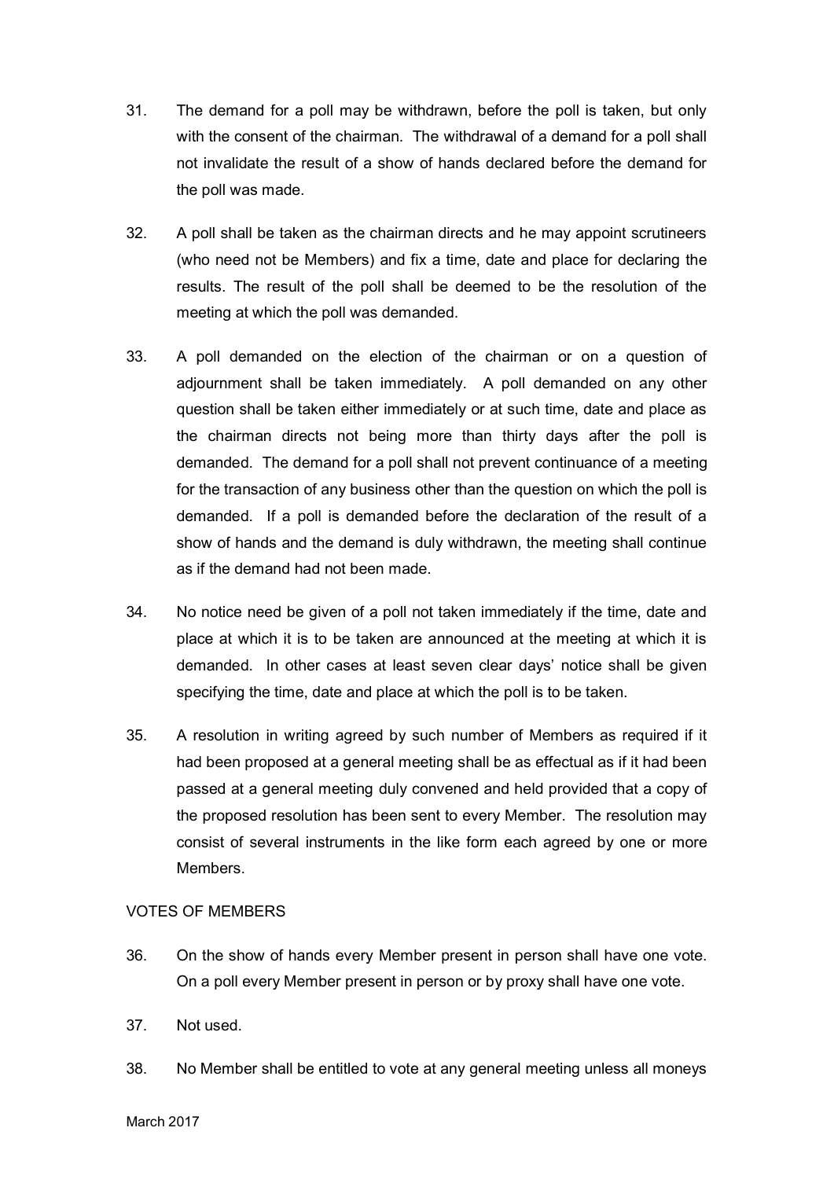31. The demand for a poll may be withdrawn, before the poll is taken, but only with the consent of the chairman. The withdrawal of a demand for a poll shall not invalidate the result of a show of hands declared before the demand for the poll was made.

32. A poll shall be taken as the chairman directs and he may appoint scrutineers (who need not be Members) and fix a time, date and place for declaring the results. The result of the poll shall be deemed to be the resolution of the meeting at which the poll was demanded.

33. A poll demanded on the election of the chairman or on a question of adjournment shall be taken immediately. A poll demanded on any other question shall be taken either immediately or at such time, date and place as the chairman directs not being more than thirty days after the poll is demanded. The demand for a poll shall not prevent continuance of a meeting for the transaction of any business other than the question on which the poll is demanded. If a poll is demanded before the declaration of the result of a show of hands and the demand is duly withdrawn, the meeting shall continue as if the demand had not been made.

34. No notice need be given of a poll not taken immediately if the time, date and place at which it is to be taken are announced at the meeting at which it is demanded. In other cases at least seven clear days' notice shall be given specifying the time, date and place at which the poll is to be taken.

35. A resolution in writing agreed by such number of Members as required if it had been proposed at a general meeting shall be as effectual as if it had been passed at a general meeting duly convened and held provided that a copy of the proposed resolution has been sent to every Member. The resolution may consist of several instruments in the like form each agreed by one or more Members.

VOTES OF MEMBERS

36. On the show of hands every Member present in person shall have one vote. On a poll every Member present in person or by proxy shall have one vote.

37. Not used.

38. No Member shall be entitled to vote at any general meeting unless all moneys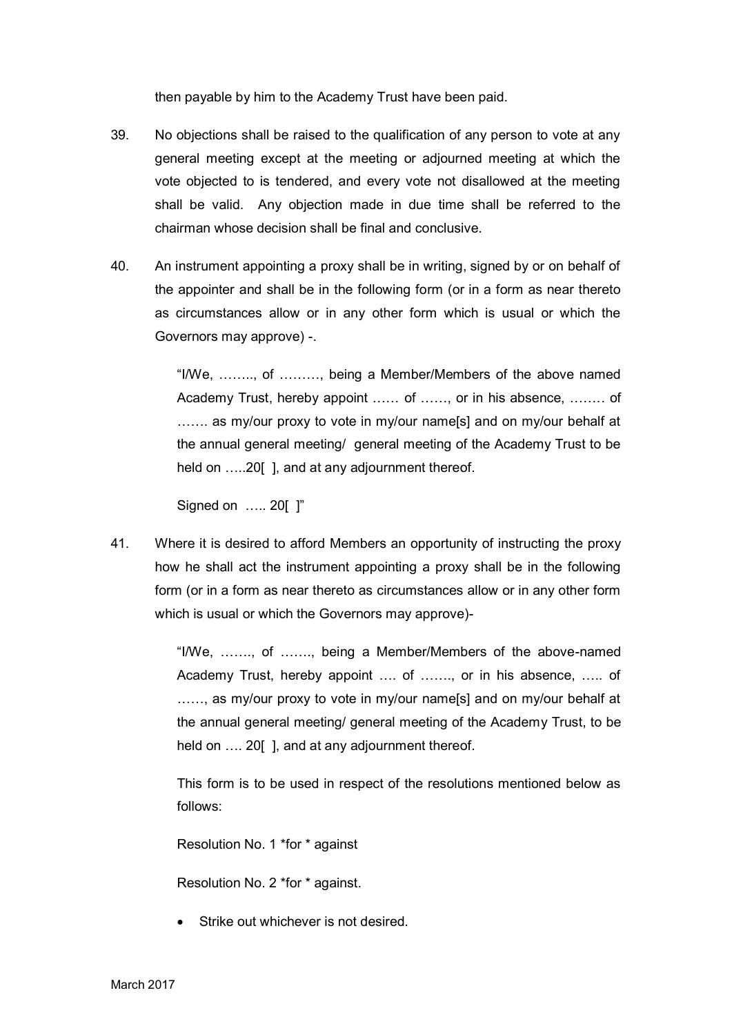then payable by him to the Academy Trust have been paid.

39. No objections shall be raised to the qualification of any person to vote at any general meeting except at the meeting or adjourned meeting at which the vote objected to is tendered, and every vote not disallowed at the meeting shall be valid. Any objection made in due time shall be referred to the chairman whose decision shall be final and conclusive.

40. An instrument appointing a proxy shall be in writing, signed by or on behalf of the appointer and shall be in the following form (or in a form as near thereto as circumstances allow or in any other form which is usual or which the Governors may approve) -.

   "I/We, …….., of ………, being a Member/Members of the above named Academy Trust, hereby appoint …… of ……, or in his absence, …….. of ……. as my/our proxy to vote in my/our name[s] and on my/our behalf at the annual general meeting/ general meeting of the Academy Trust to be held on …..20[ ], and at any adjournment thereof.

   Signed on ….. 20[ ]"

41. Where it is desired to afford Members an opportunity of instructing the proxy how he shall act the instrument appointing a proxy shall be in the following form (or in a form as near thereto as circumstances allow or in any other form which is usual or which the Governors may approve)-

   "I/We, ……., of ……., being a Member/Members of the above-named Academy Trust, hereby appoint …. of ……., or in his absence, ….. of ……, as my/our proxy to vote in my/our name[s] and on my/our behalf at the annual general meeting/ general meeting of the Academy Trust, to be held on …. 20[ ], and at any adjournment thereof.

   This form is to be used in respect of the resolutions mentioned below as follows:

   Resolution No. 1 *for * against

   Resolution No. 2 *for * against.

   - Strike out whichever is not desired.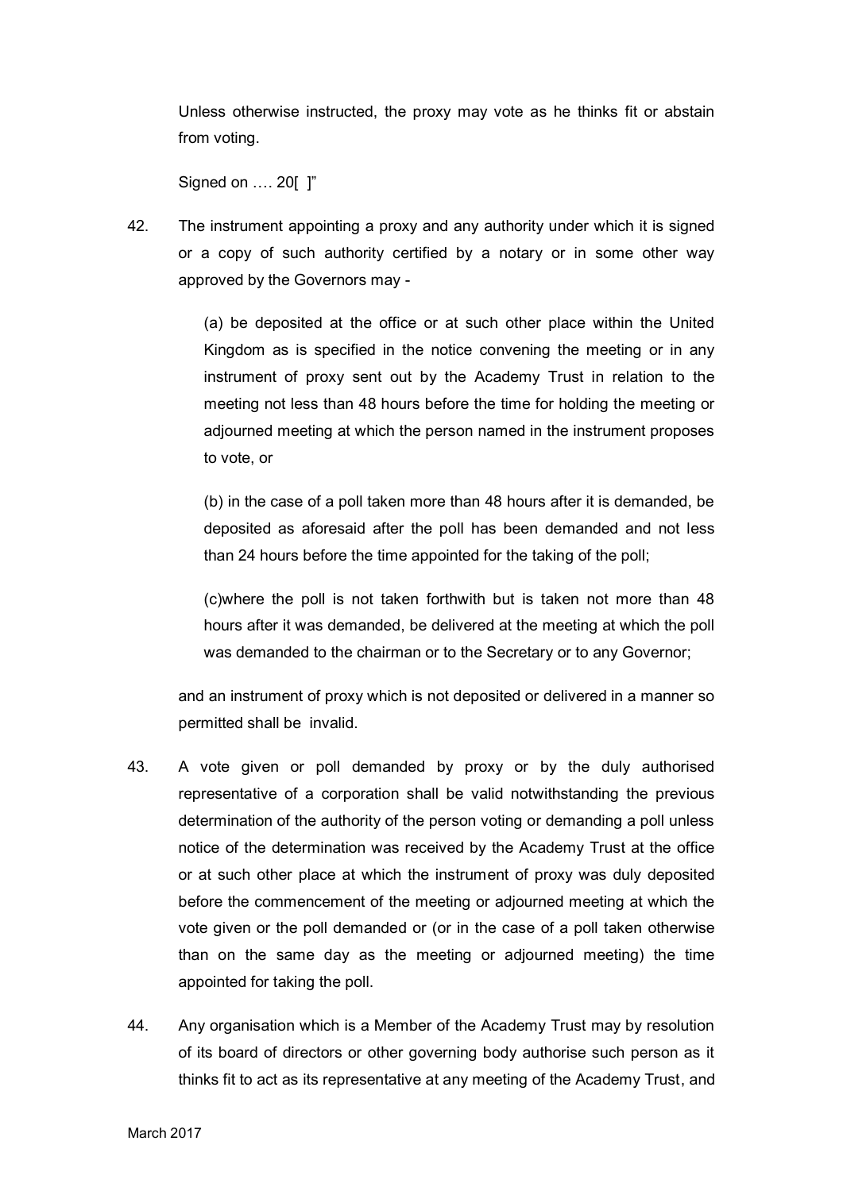Unless otherwise instructed, the proxy may vote as he thinks fit or abstain from voting.

Signed on …. 20[ ]"

42. The instrument appointing a proxy and any authority under which it is signed or a copy of such authority certified by a notary or in some other way approved by the Governors may -

    (a) be deposited at the office or at such other place within the United Kingdom as is specified in the notice convening the meeting or in any instrument of proxy sent out by the Academy Trust in relation to the meeting not less than 48 hours before the time for holding the meeting or adjourned meeting at which the person named in the instrument proposes to vote, or

    (b) in the case of a poll taken more than 48 hours after it is demanded, be deposited as aforesaid after the poll has been demanded and not less than 24 hours before the time appointed for the taking of the poll;

    (c)where the poll is not taken forthwith but is taken not more than 48 hours after it was demanded, be delivered at the meeting at which the poll was demanded to the chairman or to the Secretary or to any Governor;

    and an instrument of proxy which is not deposited or delivered in a manner so permitted shall be invalid.

43. A vote given or poll demanded by proxy or by the duly authorised representative of a corporation shall be valid notwithstanding the previous determination of the authority of the person voting or demanding a poll unless notice of the determination was received by the Academy Trust at the office or at such other place at which the instrument of proxy was duly deposited before the commencement of the meeting or adjourned meeting at which the vote given or the poll demanded or (or in the case of a poll taken otherwise than on the same day as the meeting or adjourned meeting) the time appointed for taking the poll.

44. Any organisation which is a Member of the Academy Trust may by resolution of its board of directors or other governing body authorise such person as it thinks fit to act as its representative at any meeting of the Academy Trust, and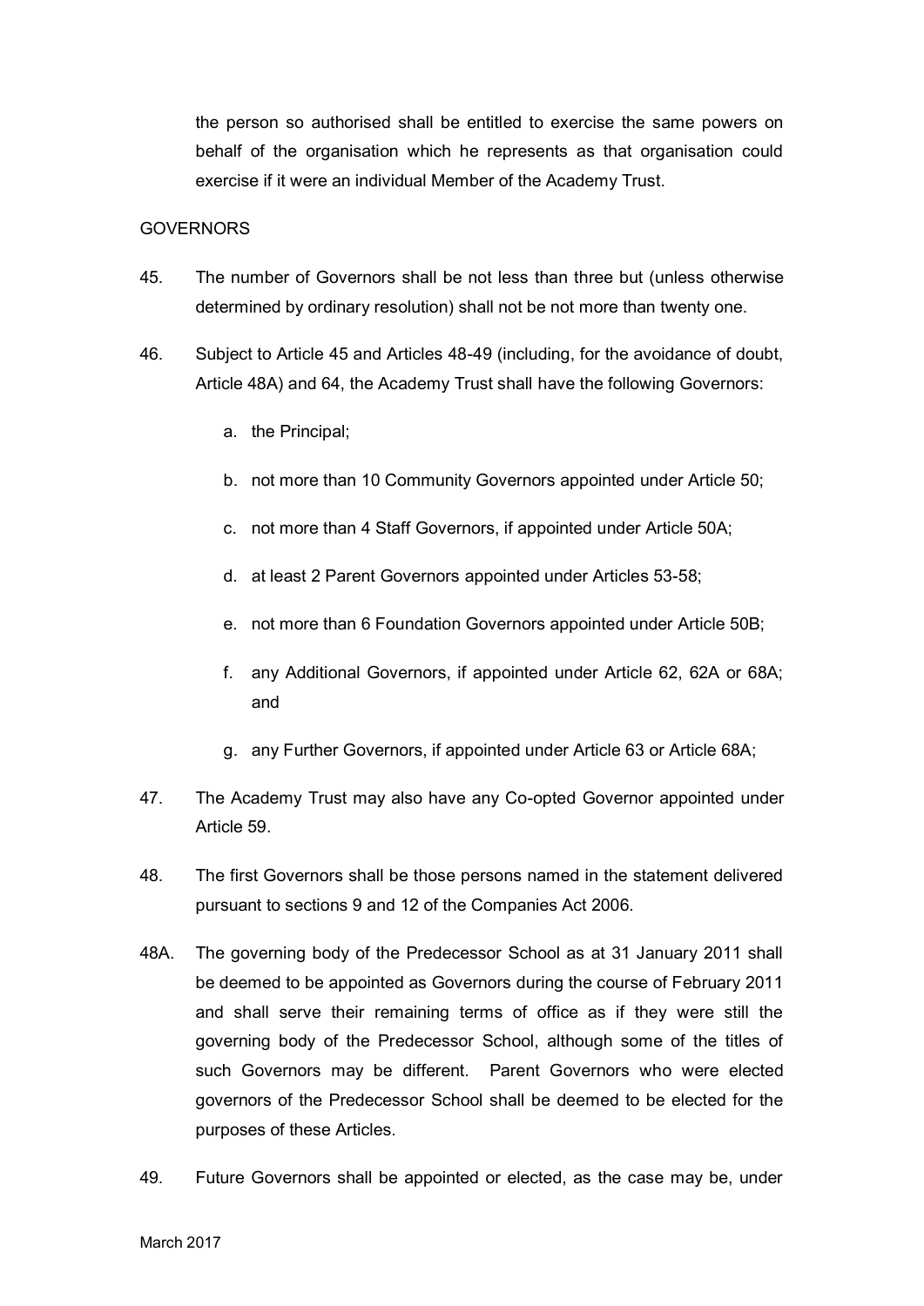the person so authorised shall be entitled to exercise the same powers on behalf of the organisation which he represents as that organisation could exercise if it were an individual Member of the Academy Trust.

GOVERNORS

45. The number of Governors shall be not less than three but (unless otherwise determined by ordinary resolution) shall not be not more than twenty one.

46. Subject to Article 45 and Articles 48-49 (including, for the avoidance of doubt, Article 48A) and 64, the Academy Trust shall have the following Governors:

    a. the Principal;

    b. not more than 10 Community Governors appointed under Article 50;

    c. not more than 4 Staff Governors, if appointed under Article 50A;

    d. at least 2 Parent Governors appointed under Articles 53-58;

    e. not more than 6 Foundation Governors appointed under Article 50B;

    f. any Additional Governors, if appointed under Article 62, 62A or 68A; and

    g. any Further Governors, if appointed under Article 63 or Article 68A;

47. The Academy Trust may also have any Co-opted Governor appointed under Article 59.

48. The first Governors shall be those persons named in the statement delivered pursuant to sections 9 and 12 of the Companies Act 2006.

48A. The governing body of the Predecessor School as at 31 January 2011 shall be deemed to be appointed as Governors during the course of February 2011 and shall serve their remaining terms of office as if they were still the governing body of the Predecessor School, although some of the titles of such Governors may be different. Parent Governors who were elected governors of the Predecessor School shall be deemed to be elected for the purposes of these Articles.

49. Future Governors shall be appointed or elected, as the case may be, under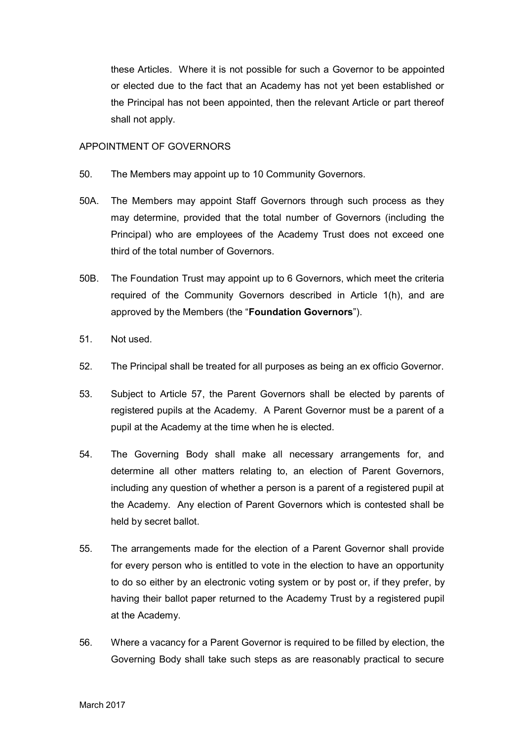these Articles. Where it is not possible for such a Governor to be appointed or elected due to the fact that an Academy has not yet been established or the Principal has not been appointed, then the relevant Article or part thereof shall not apply.

## APPOINTMENT OF GOVERNORS

50. The Members may appoint up to 10 Community Governors.

50A. The Members may appoint Staff Governors through such process as they may determine, provided that the total number of Governors (including the Principal) who are employees of the Academy Trust does not exceed one third of the total number of Governors.

50B. The Foundation Trust may appoint up to 6 Governors, which meet the criteria required of the Community Governors described in Article 1(h), and are approved by the Members (the "**Foundation Governors**").

51. Not used.

52. The Principal shall be treated for all purposes as being an ex officio Governor.

53. Subject to Article 57, the Parent Governors shall be elected by parents of registered pupils at the Academy. A Parent Governor must be a parent of a pupil at the Academy at the time when he is elected.

54. The Governing Body shall make all necessary arrangements for, and determine all other matters relating to, an election of Parent Governors, including any question of whether a person is a parent of a registered pupil at the Academy. Any election of Parent Governors which is contested shall be held by secret ballot.

55. The arrangements made for the election of a Parent Governor shall provide for every person who is entitled to vote in the election to have an opportunity to do so either by an electronic voting system or by post or, if they prefer, by having their ballot paper returned to the Academy Trust by a registered pupil at the Academy.

56. Where a vacancy for a Parent Governor is required to be filled by election, the Governing Body shall take such steps as are reasonably practical to secure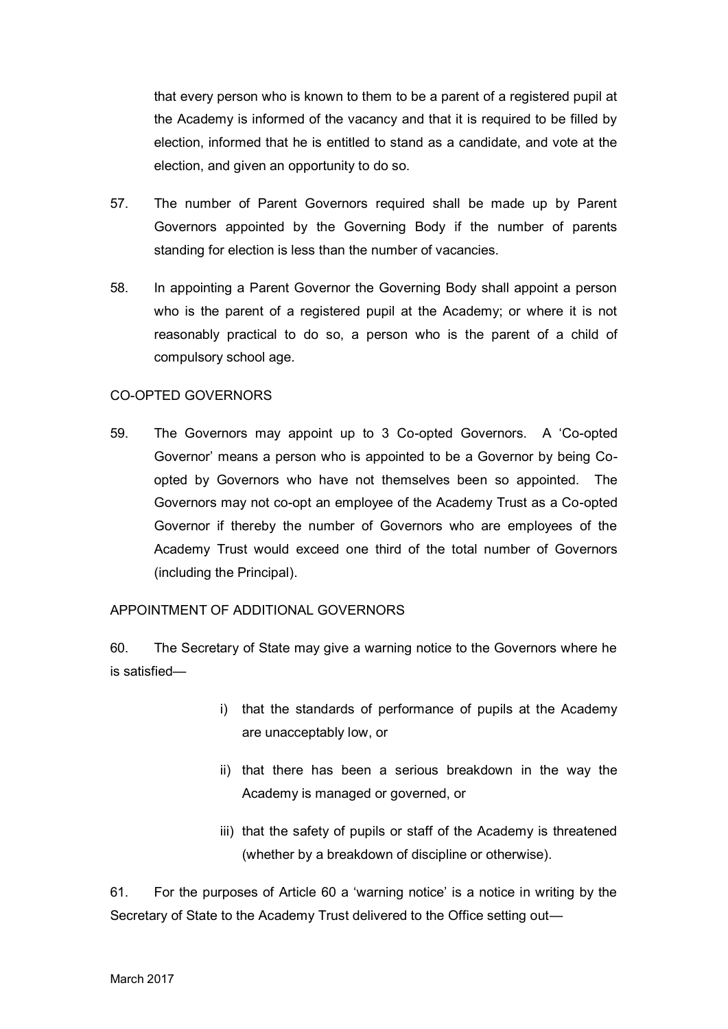that every person who is known to them to be a parent of a registered pupil at the Academy is informed of the vacancy and that it is required to be filled by election, informed that he is entitled to stand as a candidate, and vote at the election, and given an opportunity to do so.

57. The number of Parent Governors required shall be made up by Parent Governors appointed by the Governing Body if the number of parents standing for election is less than the number of vacancies.

58. In appointing a Parent Governor the Governing Body shall appoint a person who is the parent of a registered pupil at the Academy; or where it is not reasonably practical to do so, a person who is the parent of a child of compulsory school age.

CO-OPTED GOVERNORS

59. The Governors may appoint up to 3 Co-opted Governors. A 'Co-opted Governor' means a person who is appointed to be a Governor by being Co-opted by Governors who have not themselves been so appointed. The Governors may not co-opt an employee of the Academy Trust as a Co-opted Governor if thereby the number of Governors who are employees of the Academy Trust would exceed one third of the total number of Governors (including the Principal).

APPOINTMENT OF ADDITIONAL GOVERNORS

60. The Secretary of State may give a warning notice to the Governors where he is satisfied—

i) that the standards of performance of pupils at the Academy are unacceptably low, or

ii) that there has been a serious breakdown in the way the Academy is managed or governed, or

iii) that the safety of pupils or staff of the Academy is threatened (whether by a breakdown of discipline or otherwise).

61. For the purposes of Article 60 a 'warning notice' is a notice in writing by the Secretary of State to the Academy Trust delivered to the Office setting out—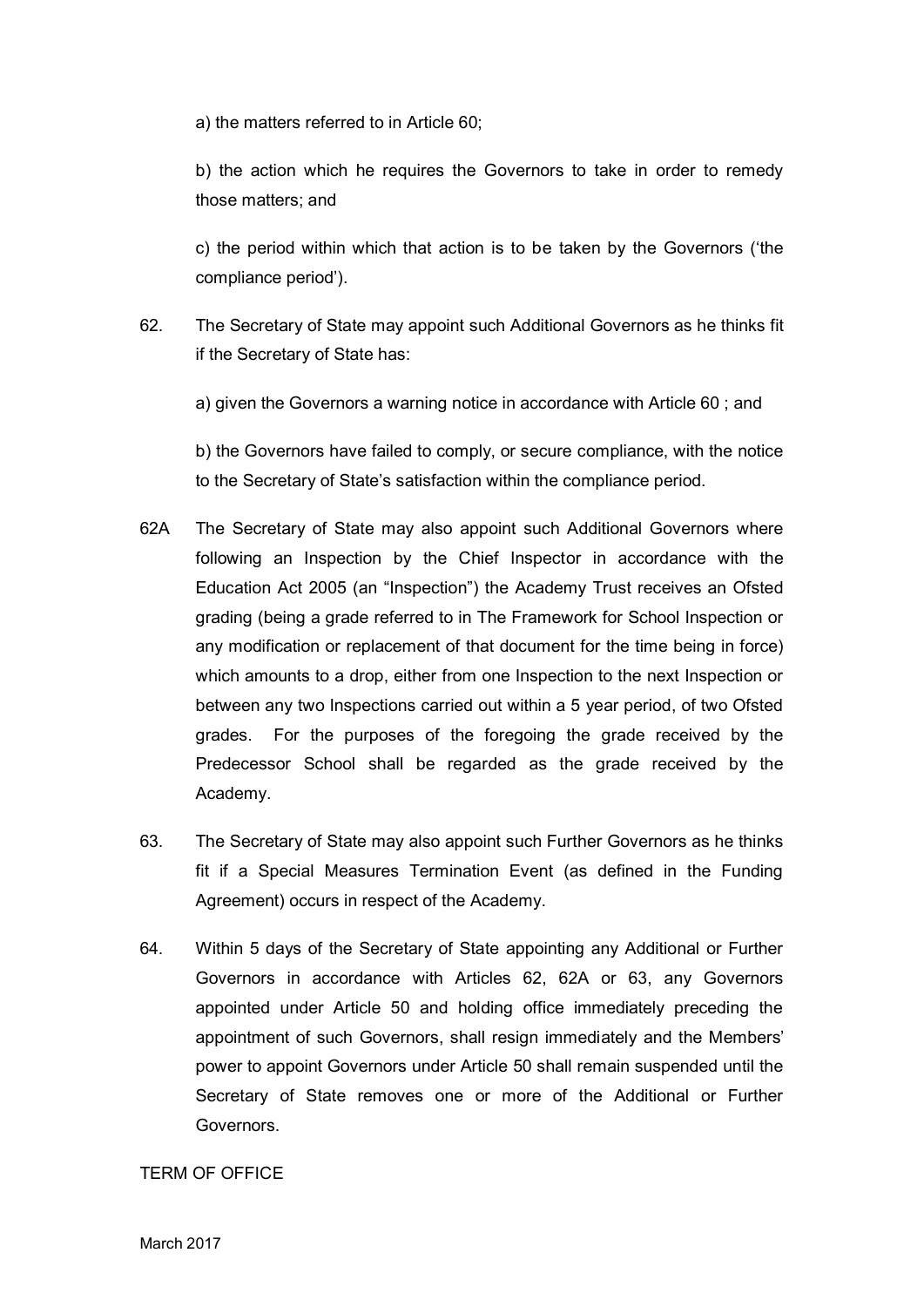a) the matters referred to in Article 60;

b) the action which he requires the Governors to take in order to remedy those matters; and

c) the period within which that action is to be taken by the Governors ('the compliance period').

62. The Secretary of State may appoint such Additional Governors as he thinks fit if the Secretary of State has:

a) given the Governors a warning notice in accordance with Article 60 ; and

b) the Governors have failed to comply, or secure compliance, with the notice to the Secretary of State's satisfaction within the compliance period.

62A The Secretary of State may also appoint such Additional Governors where following an Inspection by the Chief Inspector in accordance with the Education Act 2005 (an "Inspection") the Academy Trust receives an Ofsted grading (being a grade referred to in The Framework for School Inspection or any modification or replacement of that document for the time being in force) which amounts to a drop, either from one Inspection to the next Inspection or between any two Inspections carried out within a 5 year period, of two Ofsted grades. For the purposes of the foregoing the grade received by the Predecessor School shall be regarded as the grade received by the Academy.

63. The Secretary of State may also appoint such Further Governors as he thinks fit if a Special Measures Termination Event (as defined in the Funding Agreement) occurs in respect of the Academy.

64. Within 5 days of the Secretary of State appointing any Additional or Further Governors in accordance with Articles 62, 62A or 63, any Governors appointed under Article 50 and holding office immediately preceding the appointment of such Governors, shall resign immediately and the Members' power to appoint Governors under Article 50 shall remain suspended until the Secretary of State removes one or more of the Additional or Further Governors.

TERM OF OFFICE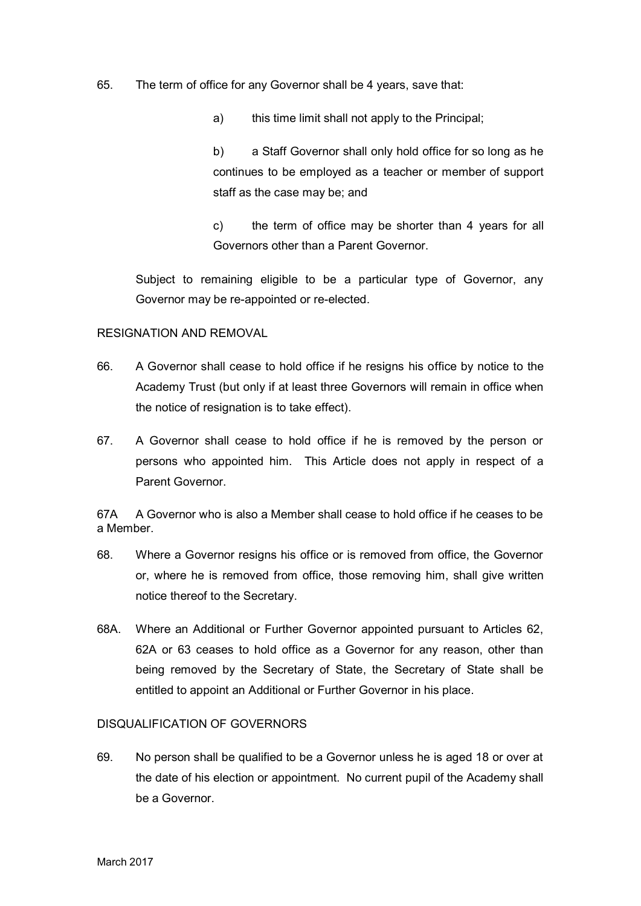65. The term of office for any Governor shall be 4 years, save that:

    a) this time limit shall not apply to the Principal;

    b) a Staff Governor shall only hold office for so long as he continues to be employed as a teacher or member of support staff as the case may be; and

    c) the term of office may be shorter than 4 years for all Governors other than a Parent Governor.

    Subject to remaining eligible to be a particular type of Governor, any Governor may be re-appointed or re-elected.

RESIGNATION AND REMOVAL

66. A Governor shall cease to hold office if he resigns his office by notice to the Academy Trust (but only if at least three Governors will remain in office when the notice of resignation is to take effect).

67. A Governor shall cease to hold office if he is removed by the person or persons who appointed him. This Article does not apply in respect of a Parent Governor.

67A A Governor who is also a Member shall cease to hold office if he ceases to be a Member.

68. Where a Governor resigns his office or is removed from office, the Governor or, where he is removed from office, those removing him, shall give written notice thereof to the Secretary.

68A. Where an Additional or Further Governor appointed pursuant to Articles 62, 62A or 63 ceases to hold office as a Governor for any reason, other than being removed by the Secretary of State, the Secretary of State shall be entitled to appoint an Additional or Further Governor in his place.

DISQUALIFICATION OF GOVERNORS

69. No person shall be qualified to be a Governor unless he is aged 18 or over at the date of his election or appointment. No current pupil of the Academy shall be a Governor.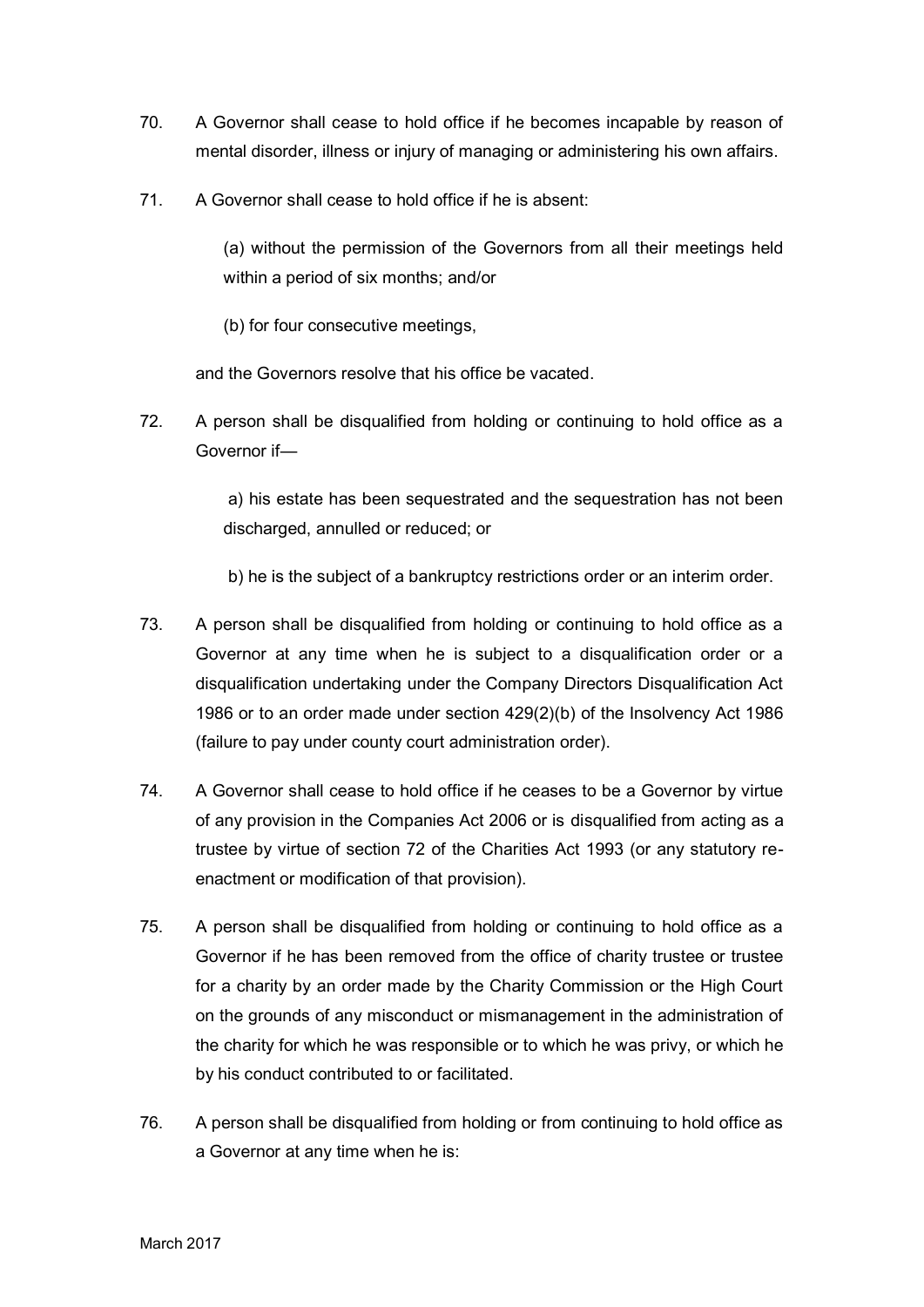70. A Governor shall cease to hold office if he becomes incapable by reason of mental disorder, illness or injury of managing or administering his own affairs.

71. A Governor shall cease to hold office if he is absent:

    (a) without the permission of the Governors from all their meetings held within a period of six months; and/or

    (b) for four consecutive meetings,

    and the Governors resolve that his office be vacated.

72. A person shall be disqualified from holding or continuing to hold office as a Governor if—

    a) his estate has been sequestrated and the sequestration has not been discharged, annulled or reduced; or

    b) he is the subject of a bankruptcy restrictions order or an interim order.

73. A person shall be disqualified from holding or continuing to hold office as a Governor at any time when he is subject to a disqualification order or a disqualification undertaking under the Company Directors Disqualification Act 1986 or to an order made under section 429(2)(b) of the Insolvency Act 1986 (failure to pay under county court administration order).

74. A Governor shall cease to hold office if he ceases to be a Governor by virtue of any provision in the Companies Act 2006 or is disqualified from acting as a trustee by virtue of section 72 of the Charities Act 1993 (or any statutory re-enactment or modification of that provision).

75. A person shall be disqualified from holding or continuing to hold office as a Governor if he has been removed from the office of charity trustee or trustee for a charity by an order made by the Charity Commission or the High Court on the grounds of any misconduct or mismanagement in the administration of the charity for which he was responsible or to which he was privy, or which he by his conduct contributed to or facilitated.

76. A person shall be disqualified from holding or from continuing to hold office as a Governor at any time when he is: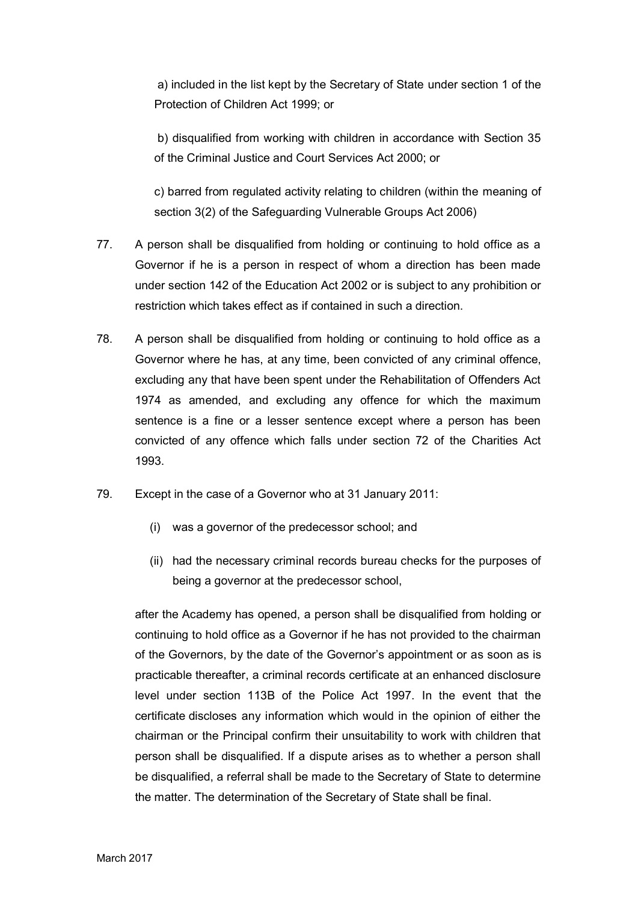a) included in the list kept by the Secretary of State under section 1 of the Protection of Children Act 1999; or

b) disqualified from working with children in accordance with Section 35 of the Criminal Justice and Court Services Act 2000; or

c) barred from regulated activity relating to children (within the meaning of section 3(2) of the Safeguarding Vulnerable Groups Act 2006)

77. A person shall be disqualified from holding or continuing to hold office as a Governor if he is a person in respect of whom a direction has been made under section 142 of the Education Act 2002 or is subject to any prohibition or restriction which takes effect as if contained in such a direction.

78. A person shall be disqualified from holding or continuing to hold office as a Governor where he has, at any time, been convicted of any criminal offence, excluding any that have been spent under the Rehabilitation of Offenders Act 1974 as amended, and excluding any offence for which the maximum sentence is a fine or a lesser sentence except where a person has been convicted of any offence which falls under section 72 of the Charities Act 1993.

79. Except in the case of a Governor who at 31 January 2011:

    (i) was a governor of the predecessor school; and

    (ii) had the necessary criminal records bureau checks for the purposes of being a governor at the predecessor school,

    after the Academy has opened, a person shall be disqualified from holding or continuing to hold office as a Governor if he has not provided to the chairman of the Governors, by the date of the Governor's appointment or as soon as is practicable thereafter, a criminal records certificate at an enhanced disclosure level under section 113B of the Police Act 1997. In the event that the certificate discloses any information which would in the opinion of either the chairman or the Principal confirm their unsuitability to work with children that person shall be disqualified. If a dispute arises as to whether a person shall be disqualified, a referral shall be made to the Secretary of State to determine the matter. The determination of the Secretary of State shall be final.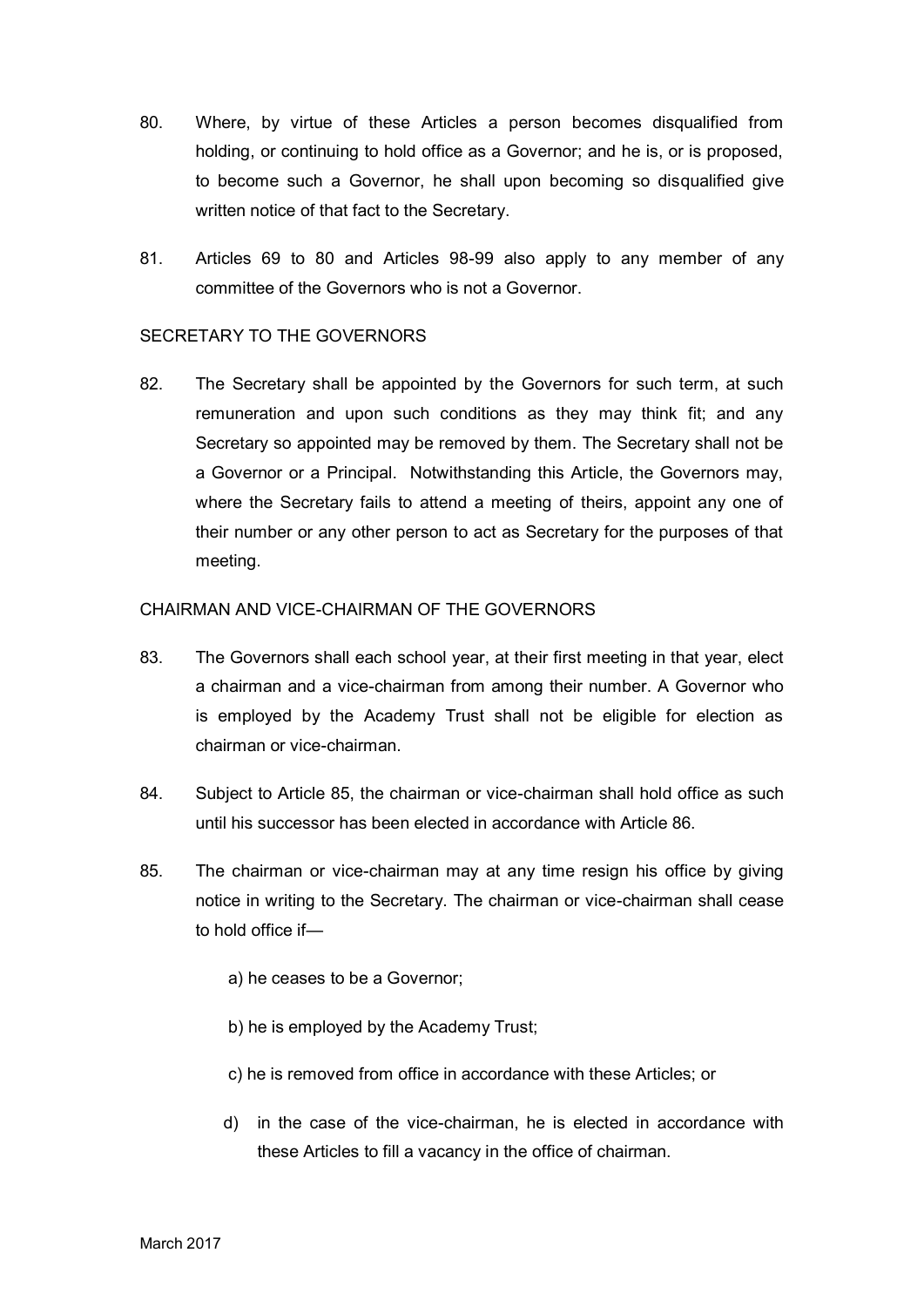80. Where, by virtue of these Articles a person becomes disqualified from holding, or continuing to hold office as a Governor; and he is, or is proposed, to become such a Governor, he shall upon becoming so disqualified give written notice of that fact to the Secretary.

81. Articles 69 to 80 and Articles 98-99 also apply to any member of any committee of the Governors who is not a Governor.

SECRETARY TO THE GOVERNORS

82. The Secretary shall be appointed by the Governors for such term, at such remuneration and upon such conditions as they may think fit; and any Secretary so appointed may be removed by them. The Secretary shall not be a Governor or a Principal. Notwithstanding this Article, the Governors may, where the Secretary fails to attend a meeting of theirs, appoint any one of their number or any other person to act as Secretary for the purposes of that meeting.

CHAIRMAN AND VICE-CHAIRMAN OF THE GOVERNORS

83. The Governors shall each school year, at their first meeting in that year, elect a chairman and a vice-chairman from among their number. A Governor who is employed by the Academy Trust shall not be eligible for election as chairman or vice-chairman.

84. Subject to Article 85, the chairman or vice-chairman shall hold office as such until his successor has been elected in accordance with Article 86.

85. The chairman or vice-chairman may at any time resign his office by giving notice in writing to the Secretary. The chairman or vice-chairman shall cease to hold office if—

    a) he ceases to be a Governor;

    b) he is employed by the Academy Trust;

    c) he is removed from office in accordance with these Articles; or

    d) in the case of the vice-chairman, he is elected in accordance with these Articles to fill a vacancy in the office of chairman.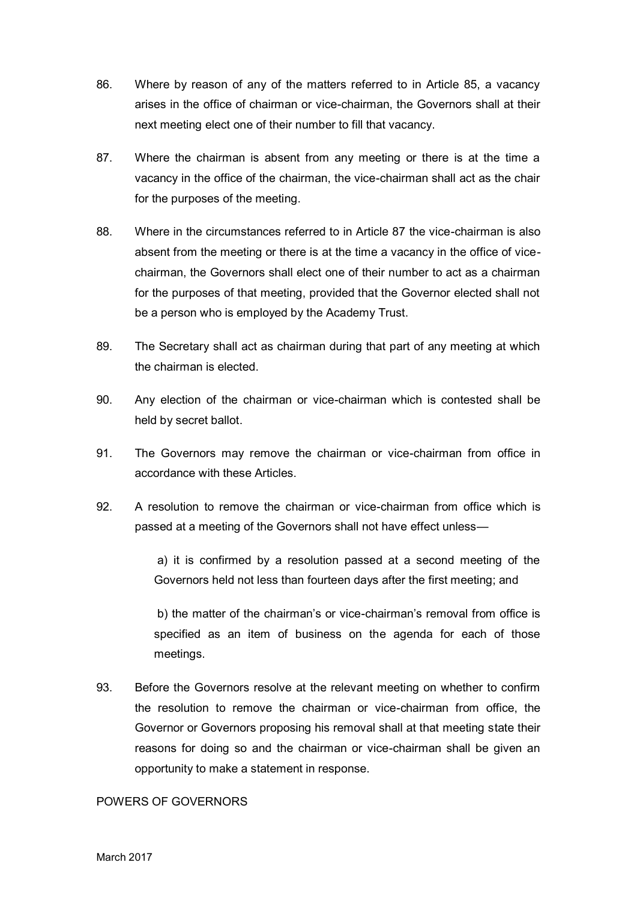86. Where by reason of any of the matters referred to in Article 85, a vacancy arises in the office of chairman or vice-chairman, the Governors shall at their next meeting elect one of their number to fill that vacancy.

87. Where the chairman is absent from any meeting or there is at the time a vacancy in the office of the chairman, the vice-chairman shall act as the chair for the purposes of the meeting.

88. Where in the circumstances referred to in Article 87 the vice-chairman is also absent from the meeting or there is at the time a vacancy in the office of vice-chairman, the Governors shall elect one of their number to act as a chairman for the purposes of that meeting, provided that the Governor elected shall not be a person who is employed by the Academy Trust.

89. The Secretary shall act as chairman during that part of any meeting at which the chairman is elected.

90. Any election of the chairman or vice-chairman which is contested shall be held by secret ballot.

91. The Governors may remove the chairman or vice-chairman from office in accordance with these Articles.

92. A resolution to remove the chairman or vice-chairman from office which is passed at a meeting of the Governors shall not have effect unless—

    a) it is confirmed by a resolution passed at a second meeting of the Governors held not less than fourteen days after the first meeting; and

    b) the matter of the chairman's or vice-chairman's removal from office is specified as an item of business on the agenda for each of those meetings.

93. Before the Governors resolve at the relevant meeting on whether to confirm the resolution to remove the chairman or vice-chairman from office, the Governor or Governors proposing his removal shall at that meeting state their reasons for doing so and the chairman or vice-chairman shall be given an opportunity to make a statement in response.

## POWERS OF GOVERNORS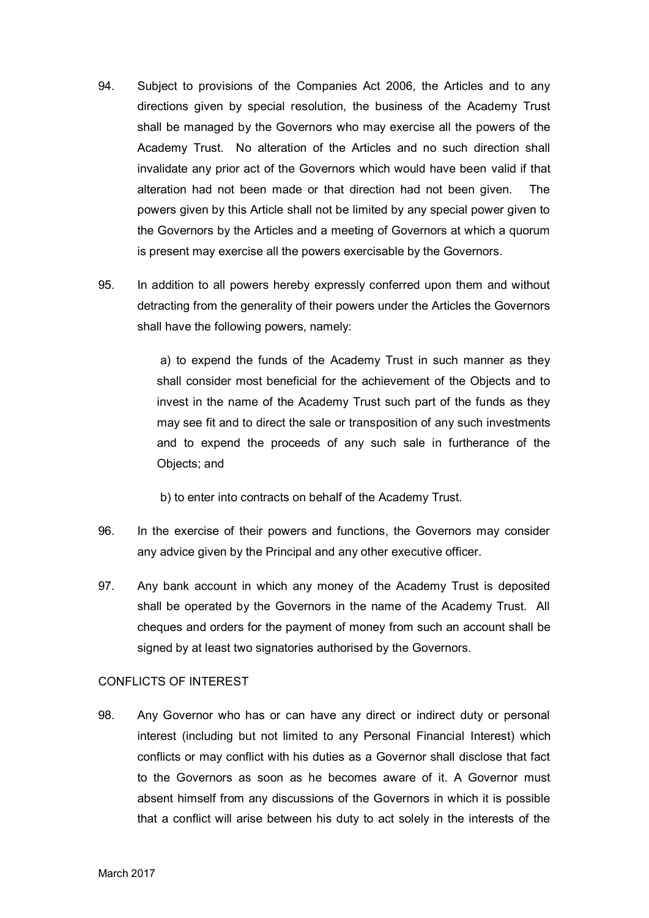94. Subject to provisions of the Companies Act 2006, the Articles and to any directions given by special resolution, the business of the Academy Trust shall be managed by the Governors who may exercise all the powers of the Academy Trust. No alteration of the Articles and no such direction shall invalidate any prior act of the Governors which would have been valid if that alteration had not been made or that direction had not been given. The powers given by this Article shall not be limited by any special power given to the Governors by the Articles and a meeting of Governors at which a quorum is present may exercise all the powers exercisable by the Governors.

95. In addition to all powers hereby expressly conferred upon them and without detracting from the generality of their powers under the Articles the Governors shall have the following powers, namely:

    a) to expend the funds of the Academy Trust in such manner as they shall consider most beneficial for the achievement of the Objects and to invest in the name of the Academy Trust such part of the funds as they may see fit and to direct the sale or transposition of any such investments and to expend the proceeds of any such sale in furtherance of the Objects; and

    b) to enter into contracts on behalf of the Academy Trust.

96. In the exercise of their powers and functions, the Governors may consider any advice given by the Principal and any other executive officer.

97. Any bank account in which any money of the Academy Trust is deposited shall be operated by the Governors in the name of the Academy Trust. All cheques and orders for the payment of money from such an account shall be signed by at least two signatories authorised by the Governors.

CONFLICTS OF INTEREST

98. Any Governor who has or can have any direct or indirect duty or personal interest (including but not limited to any Personal Financial Interest) which conflicts or may conflict with his duties as a Governor shall disclose that fact to the Governors as soon as he becomes aware of it. A Governor must absent himself from any discussions of the Governors in which it is possible that a conflict will arise between his duty to act solely in the interests of the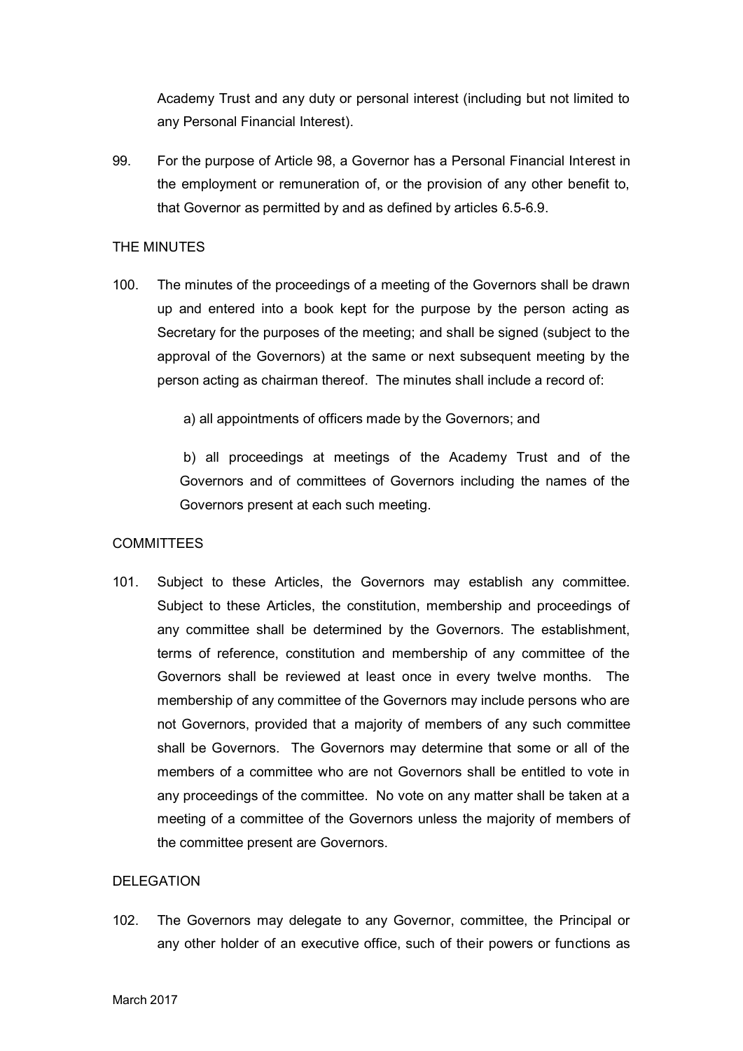Academy Trust and any duty or personal interest (including but not limited to any Personal Financial Interest).

99. For the purpose of Article 98, a Governor has a Personal Financial Interest in the employment or remuneration of, or the provision of any other benefit to, that Governor as permitted by and as defined by articles 6.5-6.9.

THE MINUTES

100. The minutes of the proceedings of a meeting of the Governors shall be drawn up and entered into a book kept for the purpose by the person acting as Secretary for the purposes of the meeting; and shall be signed (subject to the approval of the Governors) at the same or next subsequent meeting by the person acting as chairman thereof. The minutes shall include a record of:

   a) all appointments of officers made by the Governors; and

   b) all proceedings at meetings of the Academy Trust and of the Governors and of committees of Governors including the names of the Governors present at each such meeting.

COMMITTEES

101. Subject to these Articles, the Governors may establish any committee. Subject to these Articles, the constitution, membership and proceedings of any committee shall be determined by the Governors. The establishment, terms of reference, constitution and membership of any committee of the Governors shall be reviewed at least once in every twelve months. The membership of any committee of the Governors may include persons who are not Governors, provided that a majority of members of any such committee shall be Governors. The Governors may determine that some or all of the members of a committee who are not Governors shall be entitled to vote in any proceedings of the committee. No vote on any matter shall be taken at a meeting of a committee of the Governors unless the majority of members of the committee present are Governors.

DELEGATION

102. The Governors may delegate to any Governor, committee, the Principal or any other holder of an executive office, such of their powers or functions as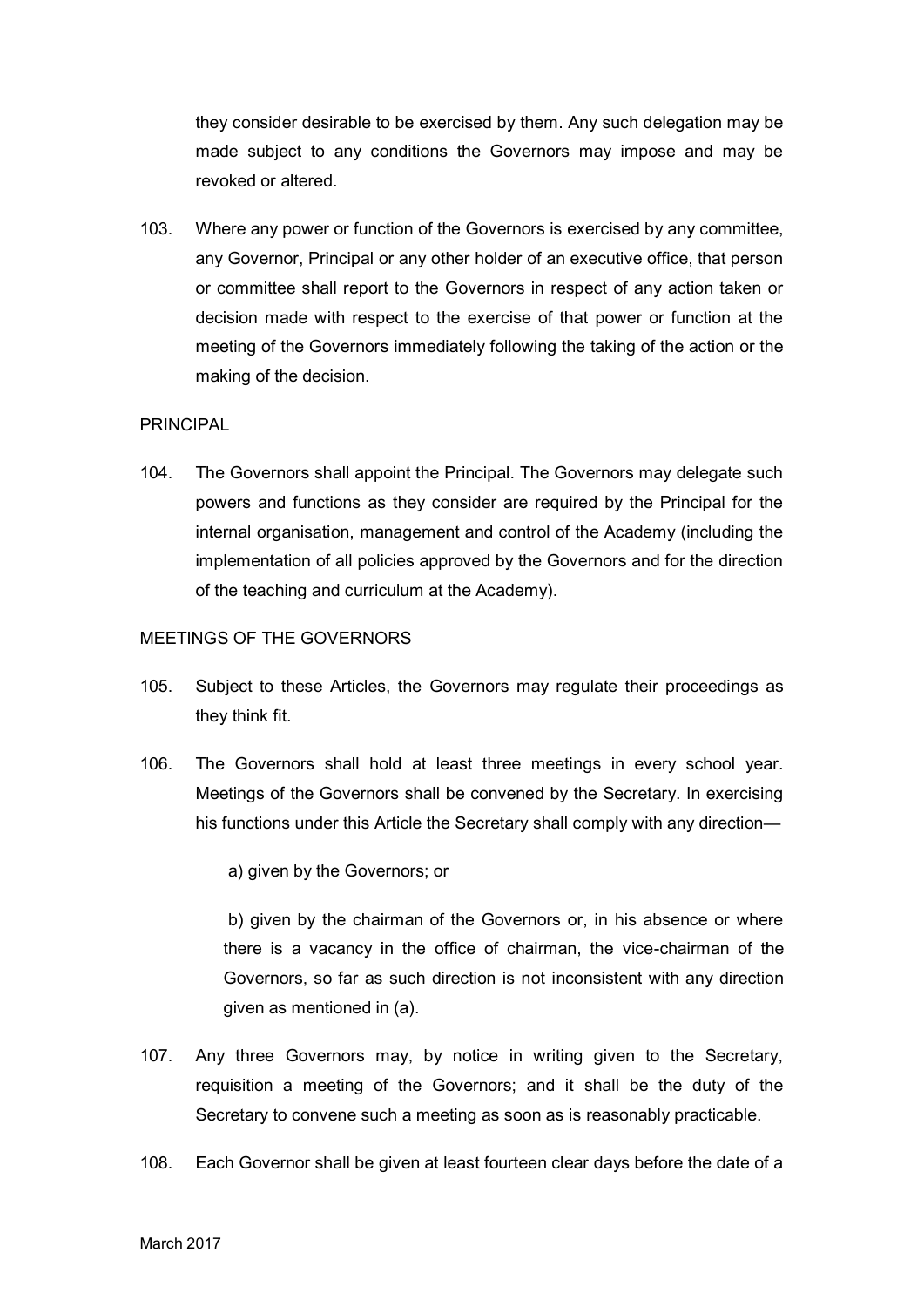they consider desirable to be exercised by them. Any such delegation may be made subject to any conditions the Governors may impose and may be revoked or altered.

103. Where any power or function of the Governors is exercised by any committee, any Governor, Principal or any other holder of an executive office, that person or committee shall report to the Governors in respect of any action taken or decision made with respect to the exercise of that power or function at the meeting of the Governors immediately following the taking of the action or the making of the decision.

PRINCIPAL

104. The Governors shall appoint the Principal. The Governors may delegate such powers and functions as they consider are required by the Principal for the internal organisation, management and control of the Academy (including the implementation of all policies approved by the Governors and for the direction of the teaching and curriculum at the Academy).

MEETINGS OF THE GOVERNORS

105. Subject to these Articles, the Governors may regulate their proceedings as they think fit.

106. The Governors shall hold at least three meetings in every school year. Meetings of the Governors shall be convened by the Secretary. In exercising his functions under this Article the Secretary shall comply with any direction—

    a) given by the Governors; or

    b) given by the chairman of the Governors or, in his absence or where there is a vacancy in the office of chairman, the vice-chairman of the Governors, so far as such direction is not inconsistent with any direction given as mentioned in (a).

107. Any three Governors may, by notice in writing given to the Secretary, requisition a meeting of the Governors; and it shall be the duty of the Secretary to convene such a meeting as soon as is reasonably practicable.

108. Each Governor shall be given at least fourteen clear days before the date of a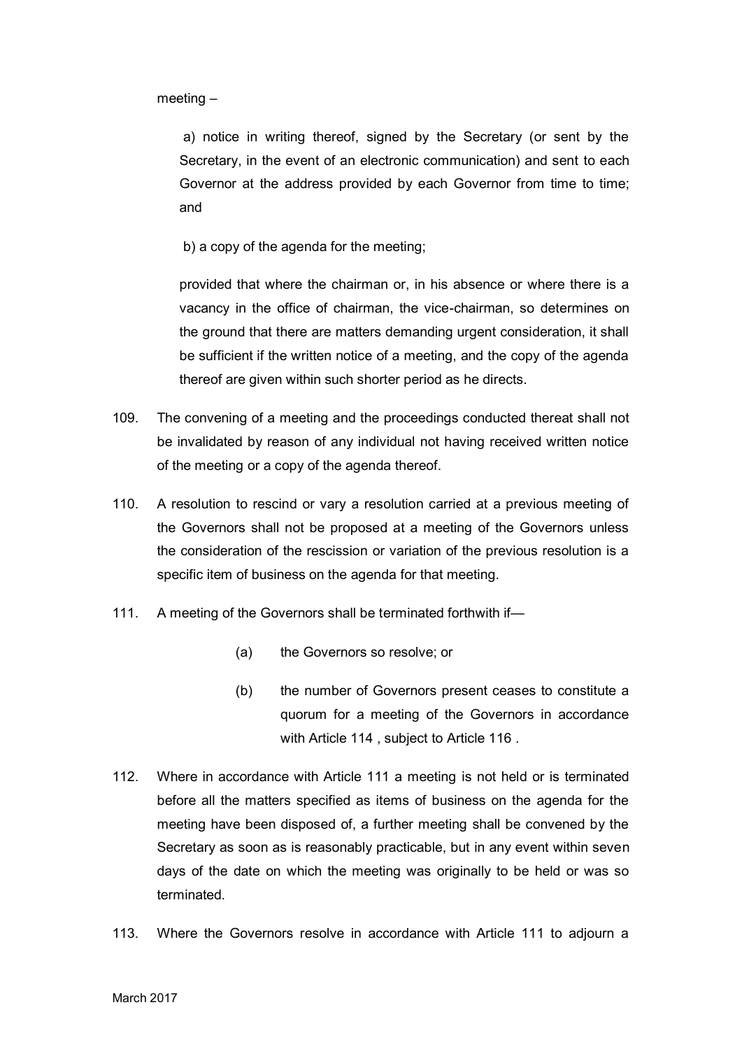meeting –

a) notice in writing thereof, signed by the Secretary (or sent by the Secretary, in the event of an electronic communication) and sent to each Governor at the address provided by each Governor from time to time; and

b) a copy of the agenda for the meeting;

provided that where the chairman or, in his absence or where there is a vacancy in the office of chairman, the vice-chairman, so determines on the ground that there are matters demanding urgent consideration, it shall be sufficient if the written notice of a meeting, and the copy of the agenda thereof are given within such shorter period as he directs.

109. The convening of a meeting and the proceedings conducted thereat shall not be invalidated by reason of any individual not having received written notice of the meeting or a copy of the agenda thereof.

110. A resolution to rescind or vary a resolution carried at a previous meeting of the Governors shall not be proposed at a meeting of the Governors unless the consideration of the rescission or variation of the previous resolution is a specific item of business on the agenda for that meeting.

111. A meeting of the Governors shall be terminated forthwith if—

   (a) the Governors so resolve; or

   (b) the number of Governors present ceases to constitute a quorum for a meeting of the Governors in accordance with Article 114 , subject to Article 116 .

112. Where in accordance with Article 111 a meeting is not held or is terminated before all the matters specified as items of business on the agenda for the meeting have been disposed of, a further meeting shall be convened by the Secretary as soon as is reasonably practicable, but in any event within seven days of the date on which the meeting was originally to be held or was so terminated.

113. Where the Governors resolve in accordance with Article 111 to adjourn a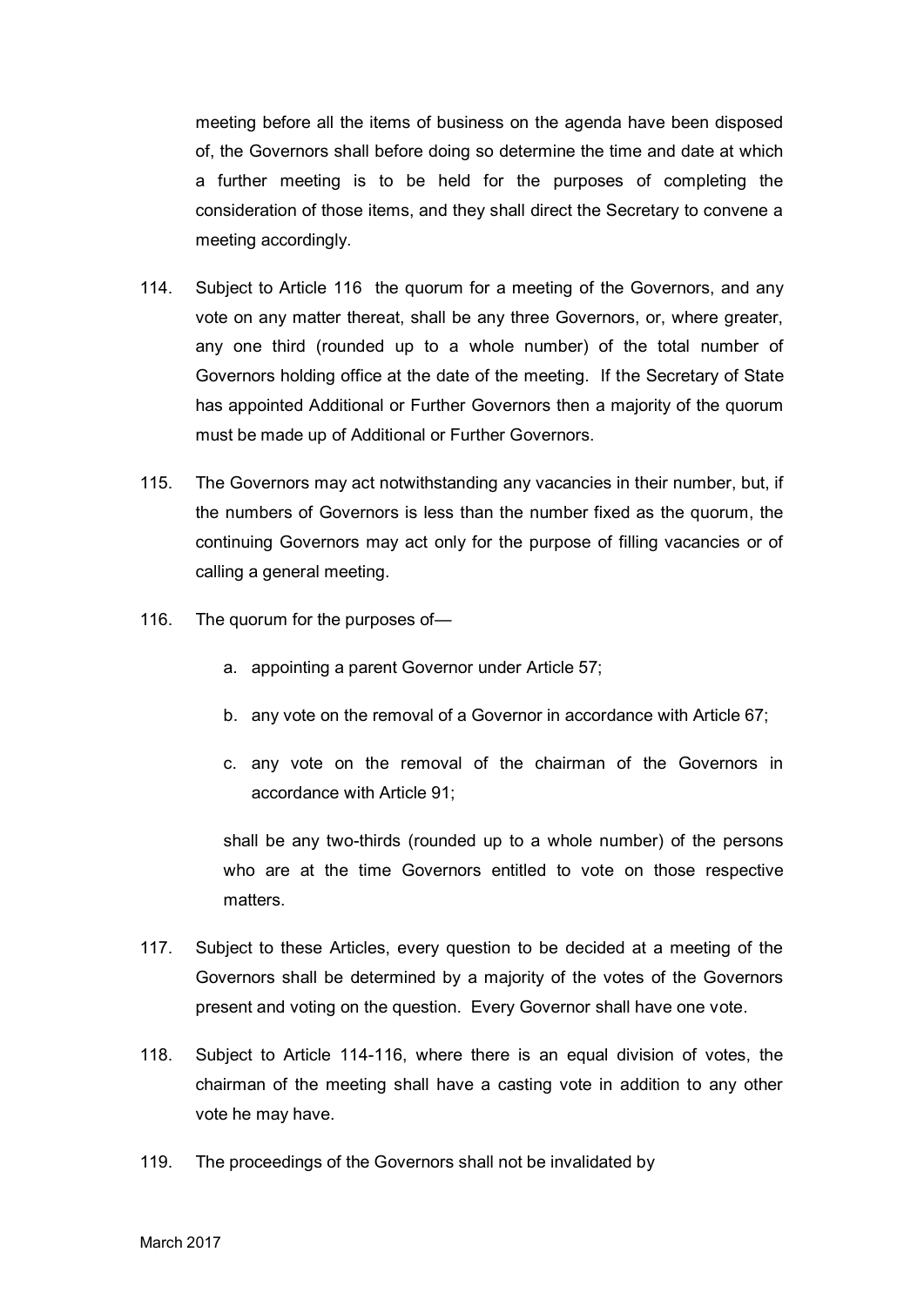meeting before all the items of business on the agenda have been disposed of, the Governors shall before doing so determine the time and date at which a further meeting is to be held for the purposes of completing the consideration of those items, and they shall direct the Secretary to convene a meeting accordingly.

114. Subject to Article 116 the quorum for a meeting of the Governors, and any vote on any matter thereat, shall be any three Governors, or, where greater, any one third (rounded up to a whole number) of the total number of Governors holding office at the date of the meeting. If the Secretary of State has appointed Additional or Further Governors then a majority of the quorum must be made up of Additional or Further Governors.

115. The Governors may act notwithstanding any vacancies in their number, but, if the numbers of Governors is less than the number fixed as the quorum, the continuing Governors may act only for the purpose of filling vacancies or of calling a general meeting.

116. The quorum for the purposes of—

    a. appointing a parent Governor under Article 57;

    b. any vote on the removal of a Governor in accordance with Article 67;

    c. any vote on the removal of the chairman of the Governors in accordance with Article 91;

    shall be any two-thirds (rounded up to a whole number) of the persons who are at the time Governors entitled to vote on those respective matters.

117. Subject to these Articles, every question to be decided at a meeting of the Governors shall be determined by a majority of the votes of the Governors present and voting on the question. Every Governor shall have one vote.

118. Subject to Article 114-116, where there is an equal division of votes, the chairman of the meeting shall have a casting vote in addition to any other vote he may have.

119. The proceedings of the Governors shall not be invalidated by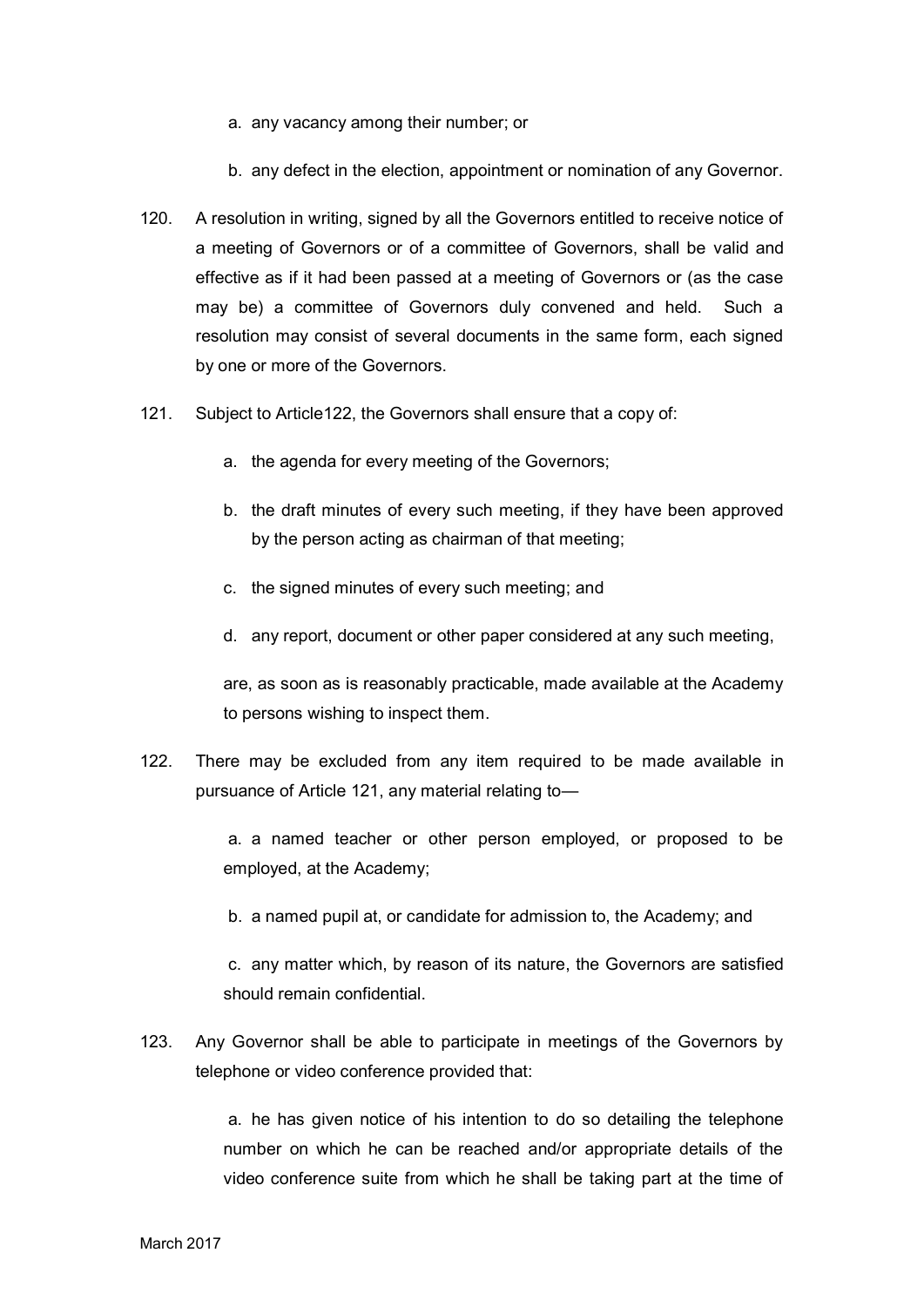a. any vacancy among their number; or

b. any defect in the election, appointment or nomination of any Governor.

120. A resolution in writing, signed by all the Governors entitled to receive notice of a meeting of Governors or of a committee of Governors, shall be valid and effective as if it had been passed at a meeting of Governors or (as the case may be) a committee of Governors duly convened and held. Such a resolution may consist of several documents in the same form, each signed by one or more of the Governors.

121. Subject to Article122, the Governors shall ensure that a copy of:

a. the agenda for every meeting of the Governors;

b. the draft minutes of every such meeting, if they have been approved by the person acting as chairman of that meeting;

c. the signed minutes of every such meeting; and

d. any report, document or other paper considered at any such meeting,

are, as soon as is reasonably practicable, made available at the Academy to persons wishing to inspect them.

122. There may be excluded from any item required to be made available in pursuance of Article 121, any material relating to—

a. a named teacher or other person employed, or proposed to be employed, at the Academy;

b. a named pupil at, or candidate for admission to, the Academy; and

c. any matter which, by reason of its nature, the Governors are satisfied should remain confidential.

123. Any Governor shall be able to participate in meetings of the Governors by telephone or video conference provided that:

a. he has given notice of his intention to do so detailing the telephone number on which he can be reached and/or appropriate details of the video conference suite from which he shall be taking part at the time of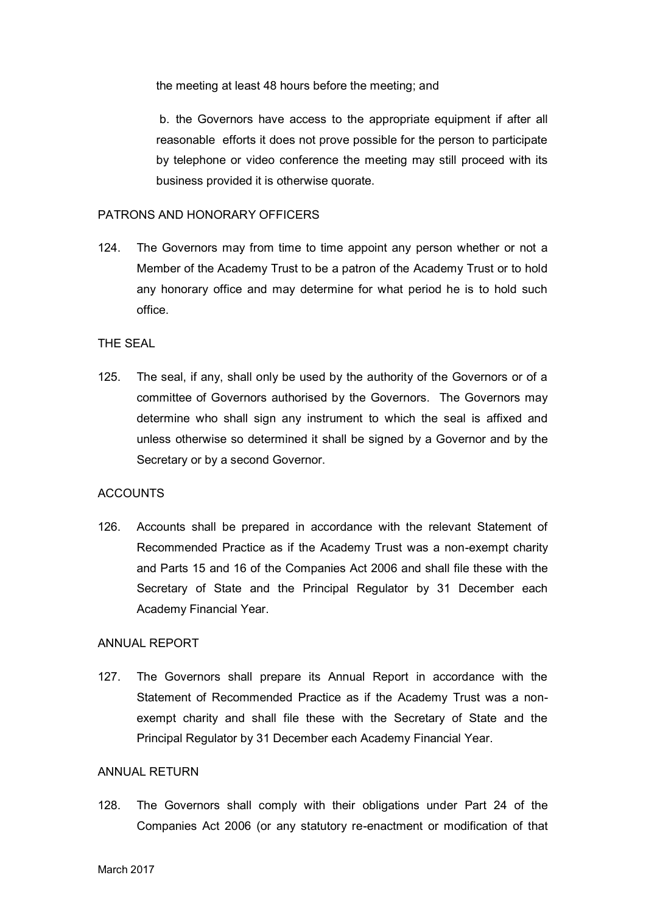the meeting at least 48 hours before the meeting; and

b. the Governors have access to the appropriate equipment if after all reasonable efforts it does not prove possible for the person to participate by telephone or video conference the meeting may still proceed with its business provided it is otherwise quorate.

PATRONS AND HONORARY OFFICERS

124. The Governors may from time to time appoint any person whether or not a Member of the Academy Trust to be a patron of the Academy Trust or to hold any honorary office and may determine for what period he is to hold such office.

THE SEAL

125. The seal, if any, shall only be used by the authority of the Governors or of a committee of Governors authorised by the Governors. The Governors may determine who shall sign any instrument to which the seal is affixed and unless otherwise so determined it shall be signed by a Governor and by the Secretary or by a second Governor.

ACCOUNTS

126. Accounts shall be prepared in accordance with the relevant Statement of Recommended Practice as if the Academy Trust was a non-exempt charity and Parts 15 and 16 of the Companies Act 2006 and shall file these with the Secretary of State and the Principal Regulator by 31 December each Academy Financial Year.

ANNUAL REPORT

127. The Governors shall prepare its Annual Report in accordance with the Statement of Recommended Practice as if the Academy Trust was a non-exempt charity and shall file these with the Secretary of State and the Principal Regulator by 31 December each Academy Financial Year.

ANNUAL RETURN

128. The Governors shall comply with their obligations under Part 24 of the Companies Act 2006 (or any statutory re-enactment or modification of that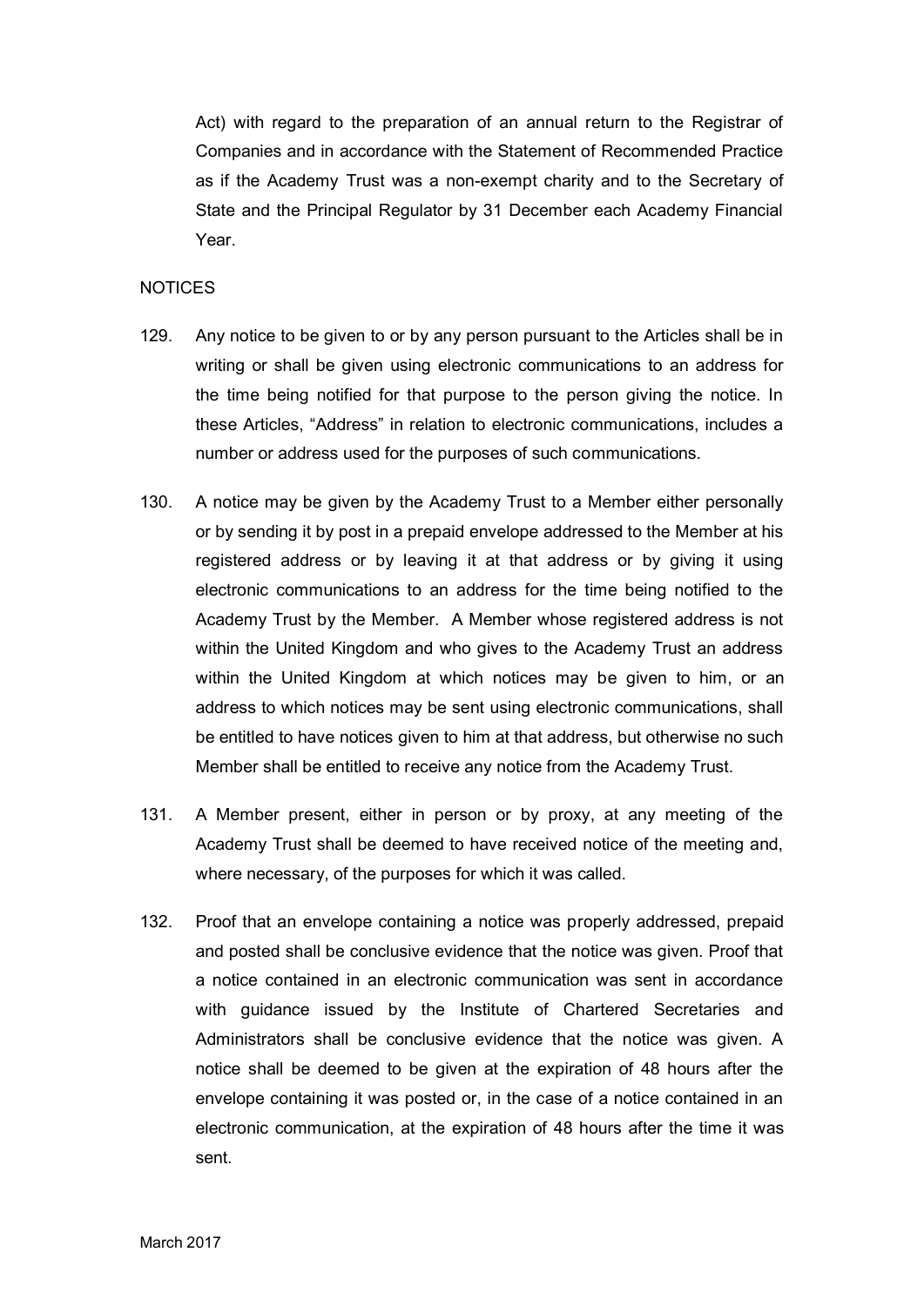Act) with regard to the preparation of an annual return to the Registrar of Companies and in accordance with the Statement of Recommended Practice as if the Academy Trust was a non-exempt charity and to the Secretary of State and the Principal Regulator by 31 December each Academy Financial Year.

NOTICES

129. Any notice to be given to or by any person pursuant to the Articles shall be in writing or shall be given using electronic communications to an address for the time being notified for that purpose to the person giving the notice. In these Articles, “Address” in relation to electronic communications, includes a number or address used for the purposes of such communications.

130. A notice may be given by the Academy Trust to a Member either personally or by sending it by post in a prepaid envelope addressed to the Member at his registered address or by leaving it at that address or by giving it using electronic communications to an address for the time being notified to the Academy Trust by the Member. A Member whose registered address is not within the United Kingdom and who gives to the Academy Trust an address within the United Kingdom at which notices may be given to him, or an address to which notices may be sent using electronic communications, shall be entitled to have notices given to him at that address, but otherwise no such Member shall be entitled to receive any notice from the Academy Trust.

131. A Member present, either in person or by proxy, at any meeting of the Academy Trust shall be deemed to have received notice of the meeting and, where necessary, of the purposes for which it was called.

132. Proof that an envelope containing a notice was properly addressed, prepaid and posted shall be conclusive evidence that the notice was given. Proof that a notice contained in an electronic communication was sent in accordance with guidance issued by the Institute of Chartered Secretaries and Administrators shall be conclusive evidence that the notice was given. A notice shall be deemed to be given at the expiration of 48 hours after the envelope containing it was posted or, in the case of a notice contained in an electronic communication, at the expiration of 48 hours after the time it was sent.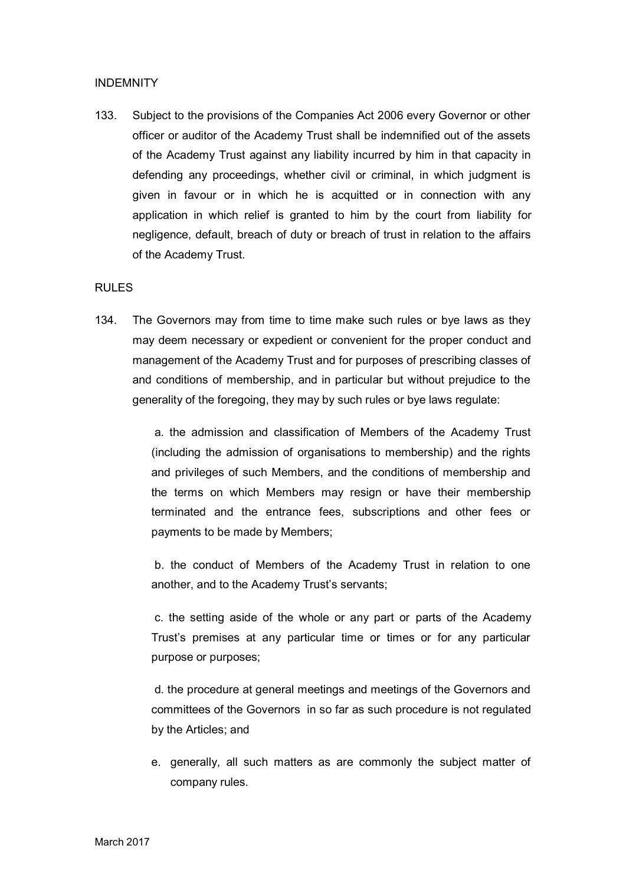## INDEMNITY

133. Subject to the provisions of the Companies Act 2006 every Governor or other officer or auditor of the Academy Trust shall be indemnified out of the assets of the Academy Trust against any liability incurred by him in that capacity in defending any proceedings, whether civil or criminal, in which judgment is given in favour or in which he is acquitted or in connection with any application in which relief is granted to him by the court from liability for negligence, default, breach of duty or breach of trust in relation to the affairs of the Academy Trust.

## RULES

134. The Governors may from time to time make such rules or bye laws as they may deem necessary or expedient or convenient for the proper conduct and management of the Academy Trust and for purposes of prescribing classes of and conditions of membership, and in particular but without prejudice to the generality of the foregoing, they may by such rules or bye laws regulate:

    a. the admission and classification of Members of the Academy Trust (including the admission of organisations to membership) and the rights and privileges of such Members, and the conditions of membership and the terms on which Members may resign or have their membership terminated and the entrance fees, subscriptions and other fees or payments to be made by Members;

    b. the conduct of Members of the Academy Trust in relation to one another, and to the Academy Trust's servants;

    c. the setting aside of the whole or any part or parts of the Academy Trust's premises at any particular time or times or for any particular purpose or purposes;

    d. the procedure at general meetings and meetings of the Governors and committees of the Governors in so far as such procedure is not regulated by the Articles; and

    e. generally, all such matters as are commonly the subject matter of company rules.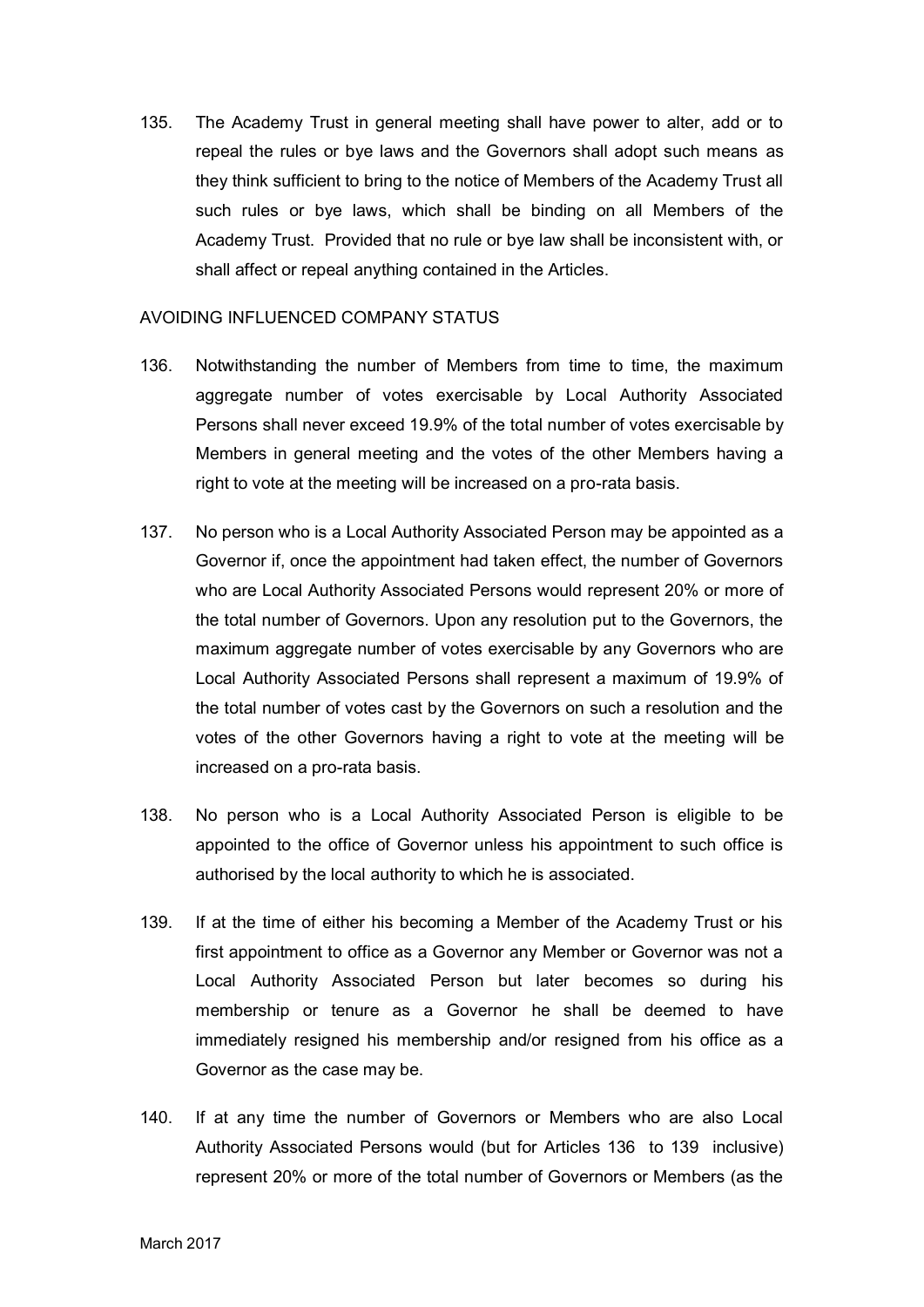135. The Academy Trust in general meeting shall have power to alter, add or to repeal the rules or bye laws and the Governors shall adopt such means as they think sufficient to bring to the notice of Members of the Academy Trust all such rules or bye laws, which shall be binding on all Members of the Academy Trust. Provided that no rule or bye law shall be inconsistent with, or shall affect or repeal anything contained in the Articles.

AVOIDING INFLUENCED COMPANY STATUS

136. Notwithstanding the number of Members from time to time, the maximum aggregate number of votes exercisable by Local Authority Associated Persons shall never exceed 19.9% of the total number of votes exercisable by Members in general meeting and the votes of the other Members having a right to vote at the meeting will be increased on a pro-rata basis.

137. No person who is a Local Authority Associated Person may be appointed as a Governor if, once the appointment had taken effect, the number of Governors who are Local Authority Associated Persons would represent 20% or more of the total number of Governors. Upon any resolution put to the Governors, the maximum aggregate number of votes exercisable by any Governors who are Local Authority Associated Persons shall represent a maximum of 19.9% of the total number of votes cast by the Governors on such a resolution and the votes of the other Governors having a right to vote at the meeting will be increased on a pro-rata basis.

138. No person who is a Local Authority Associated Person is eligible to be appointed to the office of Governor unless his appointment to such office is authorised by the local authority to which he is associated.

139. If at the time of either his becoming a Member of the Academy Trust or his first appointment to office as a Governor any Member or Governor was not a Local Authority Associated Person but later becomes so during his membership or tenure as a Governor he shall be deemed to have immediately resigned his membership and/or resigned from his office as a Governor as the case may be.

140. If at any time the number of Governors or Members who are also Local Authority Associated Persons would (but for Articles 136 to 139 inclusive) represent 20% or more of the total number of Governors or Members (as the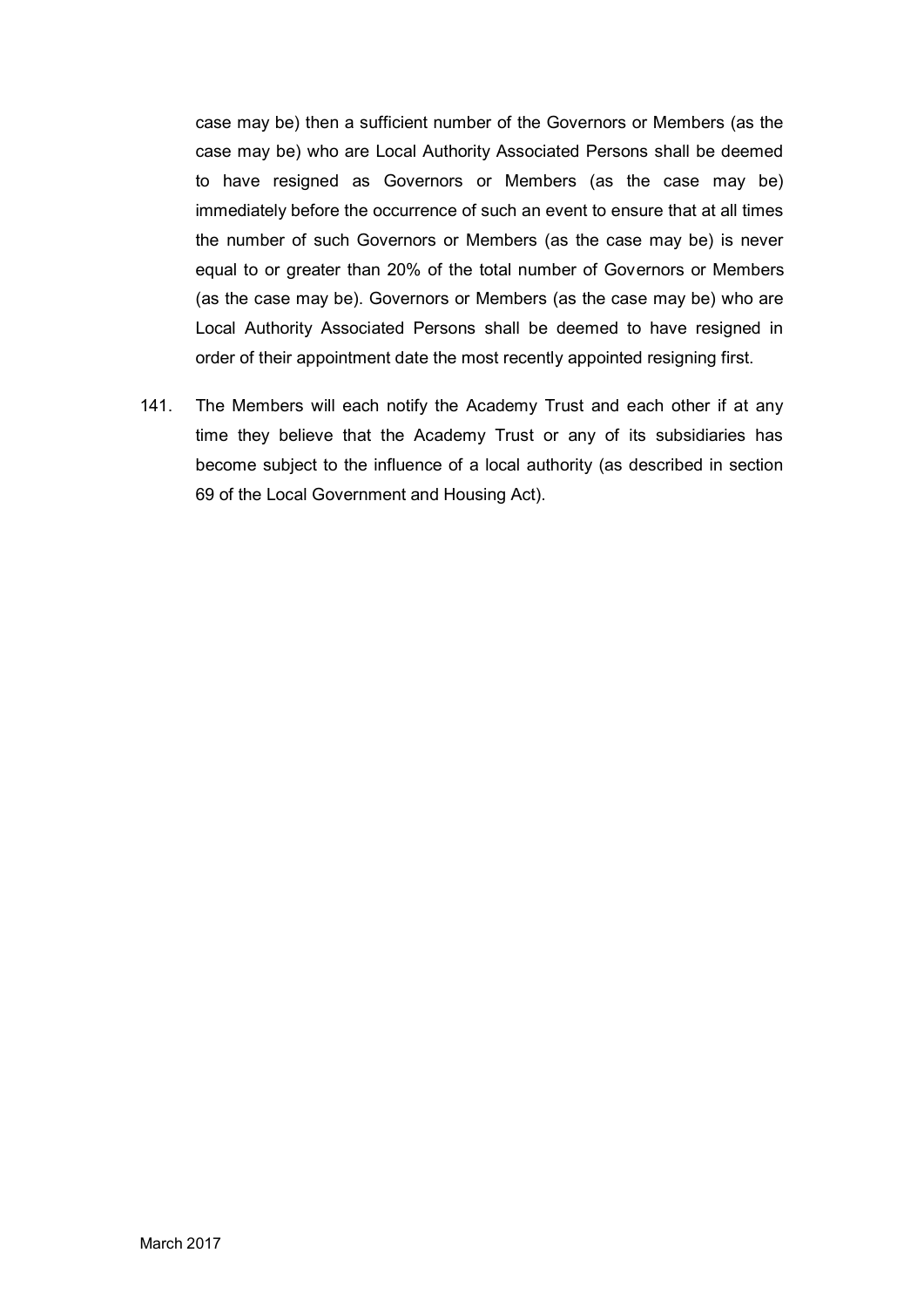case may be) then a sufficient number of the Governors or Members (as the case may be) who are Local Authority Associated Persons shall be deemed to have resigned as Governors or Members (as the case may be) immediately before the occurrence of such an event to ensure that at all times the number of such Governors or Members (as the case may be) is never equal to or greater than 20% of the total number of Governors or Members (as the case may be). Governors or Members (as the case may be) who are Local Authority Associated Persons shall be deemed to have resigned in order of their appointment date the most recently appointed resigning first.

141. The Members will each notify the Academy Trust and each other if at any time they believe that the Academy Trust or any of its subsidiaries has become subject to the influence of a local authority (as described in section 69 of the Local Government and Housing Act).